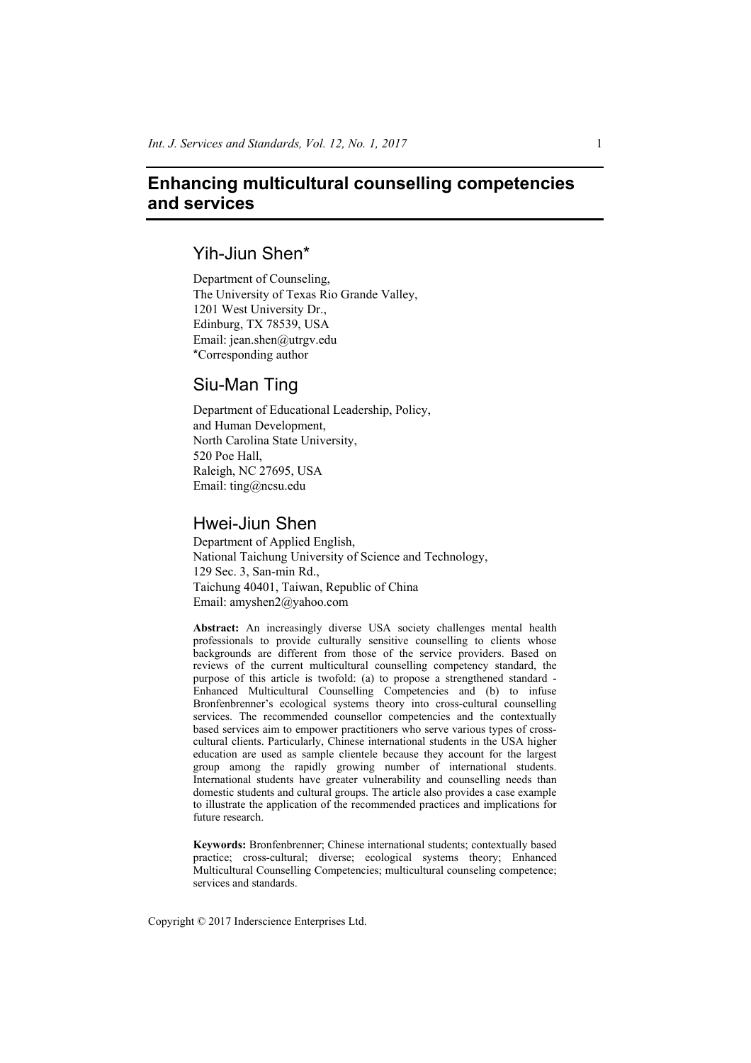# Enhancing multicultural counselling competencies and services

## Yih-Jiun Shen*

Department of Counseling,
The University of Texas Rio Grande Valley,
1201 West University Dr.,
Edinburg, TX 78539, USA
Email: jean.shen@utrgv.edu
*Corresponding author

## Siu-Man Ting

Department of Educational Leadership, Policy,
and Human Development,
North Carolina State University,
520 Poe Hall,
Raleigh, NC 27695, USA
Email: ting@ncsu.edu

## Hwei-Jiun Shen

Department of Applied English,
National Taichung University of Science and Technology,
129 Sec. 3, San-min Rd.,
Taichung 40401, Taiwan, Republic of China
Email: amyshen2@yahoo.com

**Abstract:** An increasingly diverse USA society challenges mental health professionals to provide culturally sensitive counselling to clients whose backgrounds are different from those of the service providers. Based on reviews of the current multicultural counselling competency standard, the purpose of this article is twofold: (a) to propose a strengthened standard - Enhanced Multicultural Counselling Competencies and (b) to infuse Bronfenbrenner's ecological systems theory into cross-cultural counselling services. The recommended counsellor competencies and the contextually based services aim to empower practitioners who serve various types of cross-cultural clients. Particularly, Chinese international students in the USA higher education are used as sample clientele because they account for the largest group among the rapidly growing number of international students. International students have greater vulnerability and counselling needs than domestic students and cultural groups. The article also provides a case example to illustrate the application of the recommended practices and implications for future research.

**Keywords:** Bronfenbrenner; Chinese international students; contextually based practice; cross-cultural; diverse; ecological systems theory; Enhanced Multicultural Counselling Competencies; multicultural counseling competence; services and standards.

Copyright © 2017 Inderscience Enterprises Ltd.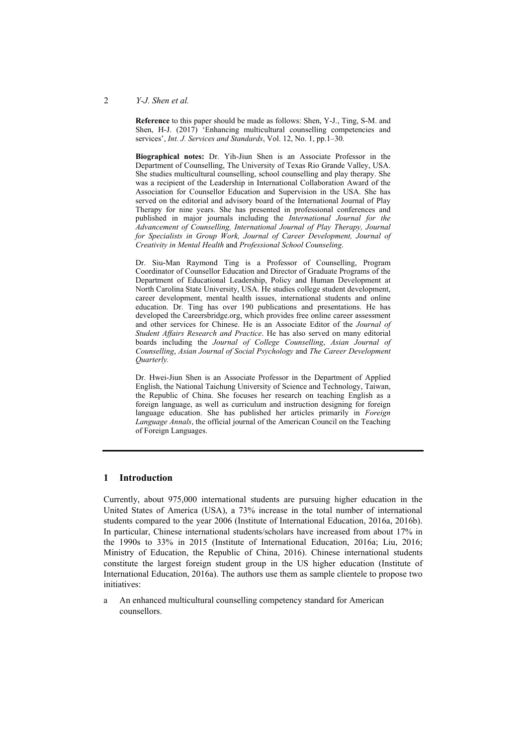**Reference** to this paper should be made as follows: Shen, Y-J., Ting, S-M. and Shen, H-J. (2017) 'Enhancing multicultural counselling competencies and services', *Int. J. Services and Standards*, Vol. 12, No. 1, pp.1–30.

**Biographical notes:** Dr. Yih-Jiun Shen is an Associate Professor in the Department of Counselling, The University of Texas Rio Grande Valley, USA. She studies multicultural counselling, school counselling and play therapy. She was a recipient of the Leadership in International Collaboration Award of the Association for Counsellor Education and Supervision in the USA. She has served on the editorial and advisory board of the International Journal of Play Therapy for nine years. She has presented in professional conferences and published in major journals including the *International Journal for the Advancement of Counselling, International Journal of Play Therapy, Journal for Specialists in Group Work, Journal of Career Development, Journal of Creativity in Mental Health* and *Professional School Counseling*.

Dr. Siu-Man Raymond Ting is a Professor of Counselling, Program Coordinator of Counsellor Education and Director of Graduate Programs of the Department of Educational Leadership, Policy and Human Development at North Carolina State University, USA. He studies college student development, career development, mental health issues, international students and online education. Dr. Ting has over 190 publications and presentations. He has developed the Careersbridge.org, which provides free online career assessment and other services for Chinese. He is an Associate Editor of the *Journal of Student Affairs Research and Practice*. He has also served on many editorial boards including the *Journal of College Counselling*, *Asian Journal of Counselling*, *Asian Journal of Social Psychology* and *The Career Development Quarterly.*

Dr. Hwei-Jiun Shen is an Associate Professor in the Department of Applied English, the National Taichung University of Science and Technology, Taiwan, the Republic of China. She focuses her research on teaching English as a foreign language, as well as curriculum and instruction designing for foreign language education. She has published her articles primarily in *Foreign Language Annals*, the official journal of the American Council on the Teaching of Foreign Languages.

## 1 Introduction

Currently, about 975,000 international students are pursuing higher education in the United States of America (USA), a 73% increase in the total number of international students compared to the year 2006 (Institute of International Education, 2016a, 2016b). In particular, Chinese international students/scholars have increased from about 17% in the 1990s to 33% in 2015 (Institute of International Education, 2016a; Liu, 2016; Ministry of Education, the Republic of China, 2016). Chinese international students constitute the largest foreign student group in the US higher education (Institute of International Education, 2016a). The authors use them as sample clientele to propose two initiatives:

a An enhanced multicultural counselling competency standard for American counsellors.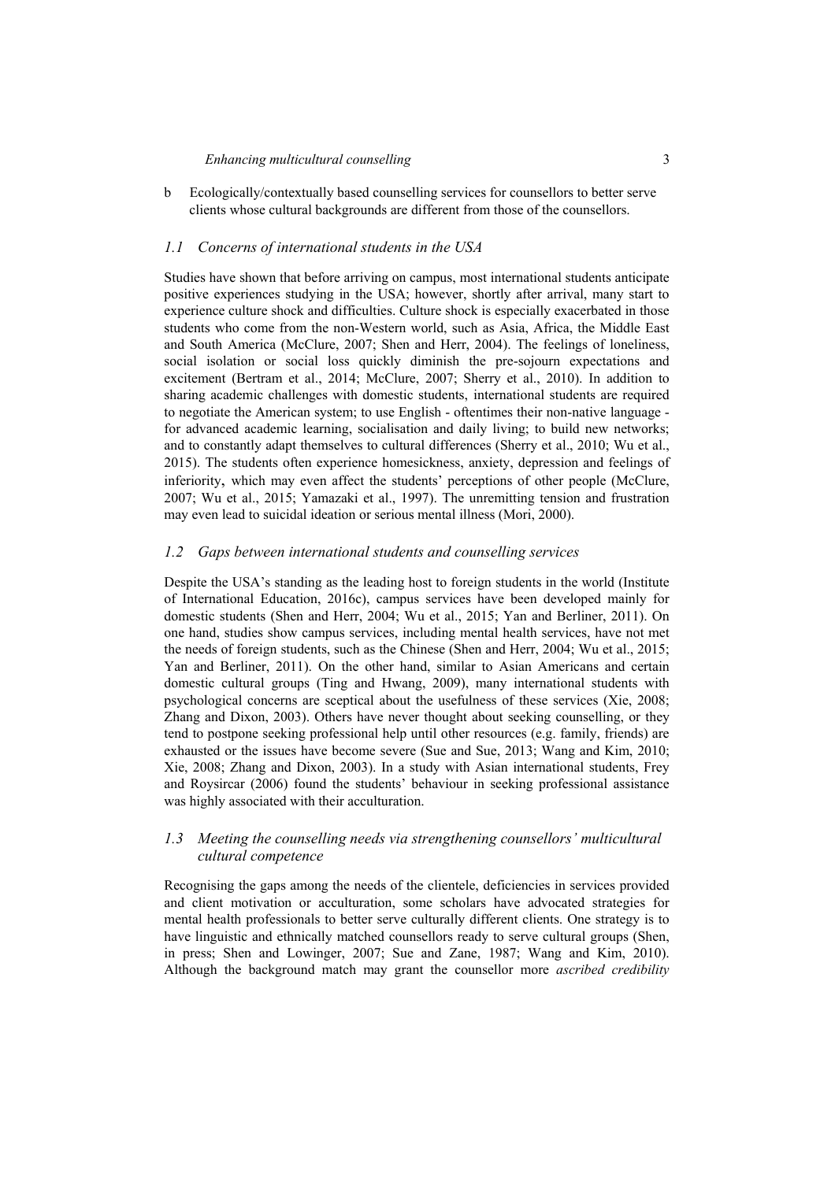b Ecologically/contextually based counselling services for counsellors to better serve clients whose cultural backgrounds are different from those of the counsellors.

### *1.1 Concerns of international students in the USA*

Studies have shown that before arriving on campus, most international students anticipate positive experiences studying in the USA; however, shortly after arrival, many start to experience culture shock and difficulties. Culture shock is especially exacerbated in those students who come from the non-Western world, such as Asia, Africa, the Middle East and South America (McClure, 2007; Shen and Herr, 2004). The feelings of loneliness, social isolation or social loss quickly diminish the pre-sojourn expectations and excitement (Bertram et al., 2014; McClure, 2007; Sherry et al., 2010). In addition to sharing academic challenges with domestic students, international students are required to negotiate the American system; to use English - oftentimes their non-native language - for advanced academic learning, socialisation and daily living; to build new networks; and to constantly adapt themselves to cultural differences (Sherry et al., 2010; Wu et al., 2015). The students often experience homesickness, anxiety, depression and feelings of inferiority, which may even affect the students' perceptions of other people (McClure, 2007; Wu et al., 2015; Yamazaki et al., 1997). The unremitting tension and frustration may even lead to suicidal ideation or serious mental illness (Mori, 2000).

### *1.2 Gaps between international students and counselling services*

Despite the USA's standing as the leading host to foreign students in the world (Institute of International Education, 2016c), campus services have been developed mainly for domestic students (Shen and Herr, 2004; Wu et al., 2015; Yan and Berliner, 2011). On one hand, studies show campus services, including mental health services, have not met the needs of foreign students, such as the Chinese (Shen and Herr, 2004; Wu et al., 2015; Yan and Berliner, 2011). On the other hand, similar to Asian Americans and certain domestic cultural groups (Ting and Hwang, 2009), many international students with psychological concerns are sceptical about the usefulness of these services (Xie, 2008; Zhang and Dixon, 2003). Others have never thought about seeking counselling, or they tend to postpone seeking professional help until other resources (e.g. family, friends) are exhausted or the issues have become severe (Sue and Sue, 2013; Wang and Kim, 2010; Xie, 2008; Zhang and Dixon, 2003). In a study with Asian international students, Frey and Roysircar (2006) found the students' behaviour in seeking professional assistance was highly associated with their acculturation.

### *1.3 Meeting the counselling needs via strengthening counsellors' multicultural cultural competence*

Recognising the gaps among the needs of the clientele, deficiencies in services provided and client motivation or acculturation, some scholars have advocated strategies for mental health professionals to better serve culturally different clients. One strategy is to have linguistic and ethnically matched counsellors ready to serve cultural groups (Shen, in press; Shen and Lowinger, 2007; Sue and Zane, 1987; Wang and Kim, 2010). Although the background match may grant the counsellor more *ascribed credibility*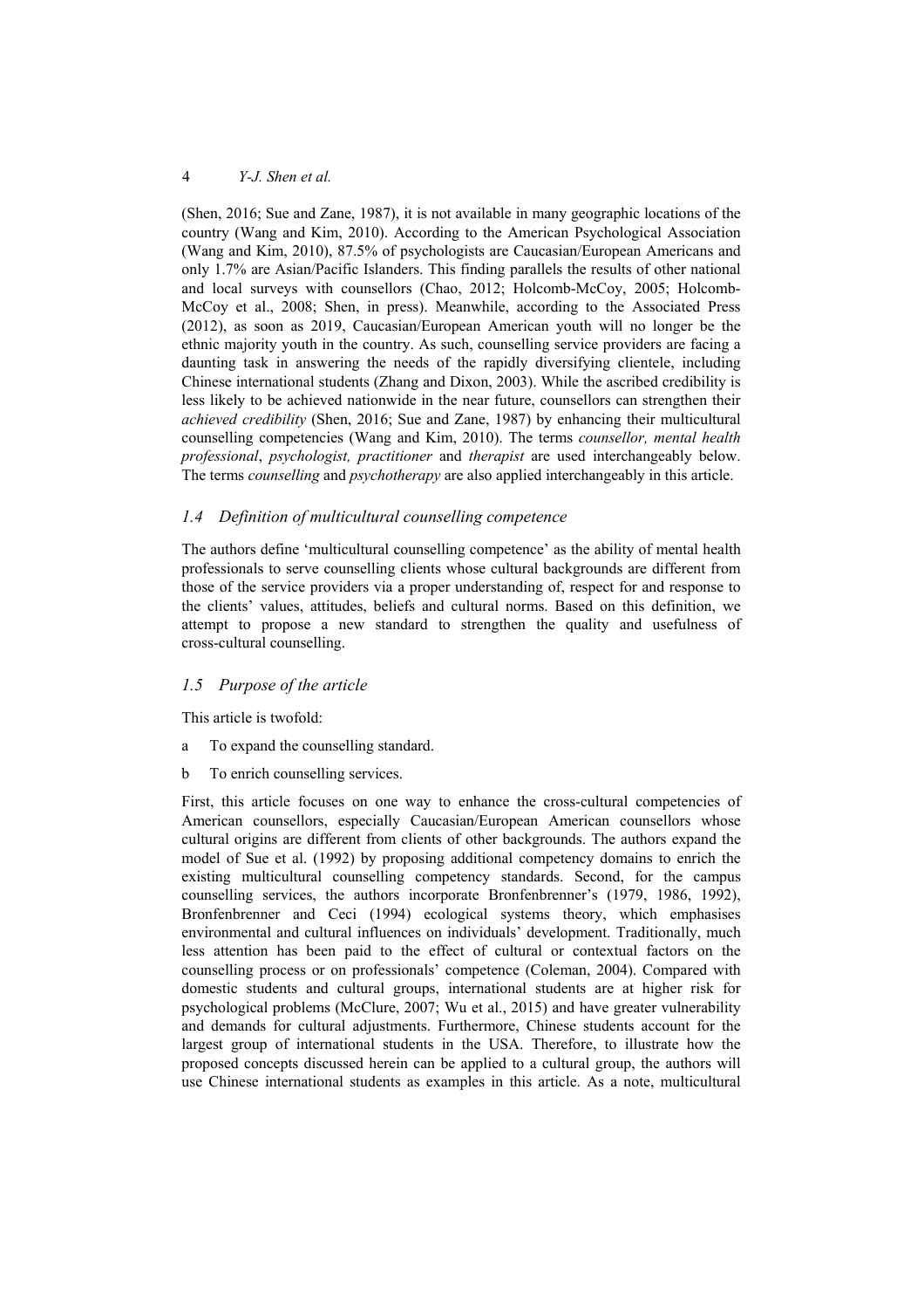(Shen, 2016; Sue and Zane, 1987), it is not available in many geographic locations of the country (Wang and Kim, 2010). According to the American Psychological Association (Wang and Kim, 2010), 87.5% of psychologists are Caucasian/European Americans and only 1.7% are Asian/Pacific Islanders. This finding parallels the results of other national and local surveys with counsellors (Chao, 2012; Holcomb-McCoy, 2005; Holcomb-McCoy et al., 2008; Shen, in press). Meanwhile, according to the Associated Press (2012), as soon as 2019, Caucasian/European American youth will no longer be the ethnic majority youth in the country. As such, counselling service providers are facing a daunting task in answering the needs of the rapidly diversifying clientele, including Chinese international students (Zhang and Dixon, 2003). While the ascribed credibility is less likely to be achieved nationwide in the near future, counsellors can strengthen their *achieved credibility* (Shen, 2016; Sue and Zane, 1987) by enhancing their multicultural counselling competencies (Wang and Kim, 2010). The terms *counsellor, mental health professional*, *psychologist, practitioner* and *therapist* are used interchangeably below. The terms *counselling* and *psychotherapy* are also applied interchangeably in this article.

### *1.4 Definition of multicultural counselling competence*

The authors define 'multicultural counselling competence' as the ability of mental health professionals to serve counselling clients whose cultural backgrounds are different from those of the service providers via a proper understanding of, respect for and response to the clients' values, attitudes, beliefs and cultural norms. Based on this definition, we attempt to propose a new standard to strengthen the quality and usefulness of cross-cultural counselling.

### *1.5 Purpose of the article*

This article is twofold:

a To expand the counselling standard.

b To enrich counselling services.

First, this article focuses on one way to enhance the cross-cultural competencies of American counsellors, especially Caucasian/European American counsellors whose cultural origins are different from clients of other backgrounds. The authors expand the model of Sue et al. (1992) by proposing additional competency domains to enrich the existing multicultural counselling competency standards. Second, for the campus counselling services, the authors incorporate Bronfenbrenner's (1979, 1986, 1992), Bronfenbrenner and Ceci (1994) ecological systems theory, which emphasises environmental and cultural influences on individuals' development. Traditionally, much less attention has been paid to the effect of cultural or contextual factors on the counselling process or on professionals' competence (Coleman, 2004). Compared with domestic students and cultural groups, international students are at higher risk for psychological problems (McClure, 2007; Wu et al., 2015) and have greater vulnerability and demands for cultural adjustments. Furthermore, Chinese students account for the largest group of international students in the USA. Therefore, to illustrate how the proposed concepts discussed herein can be applied to a cultural group, the authors will use Chinese international students as examples in this article. As a note, multicultural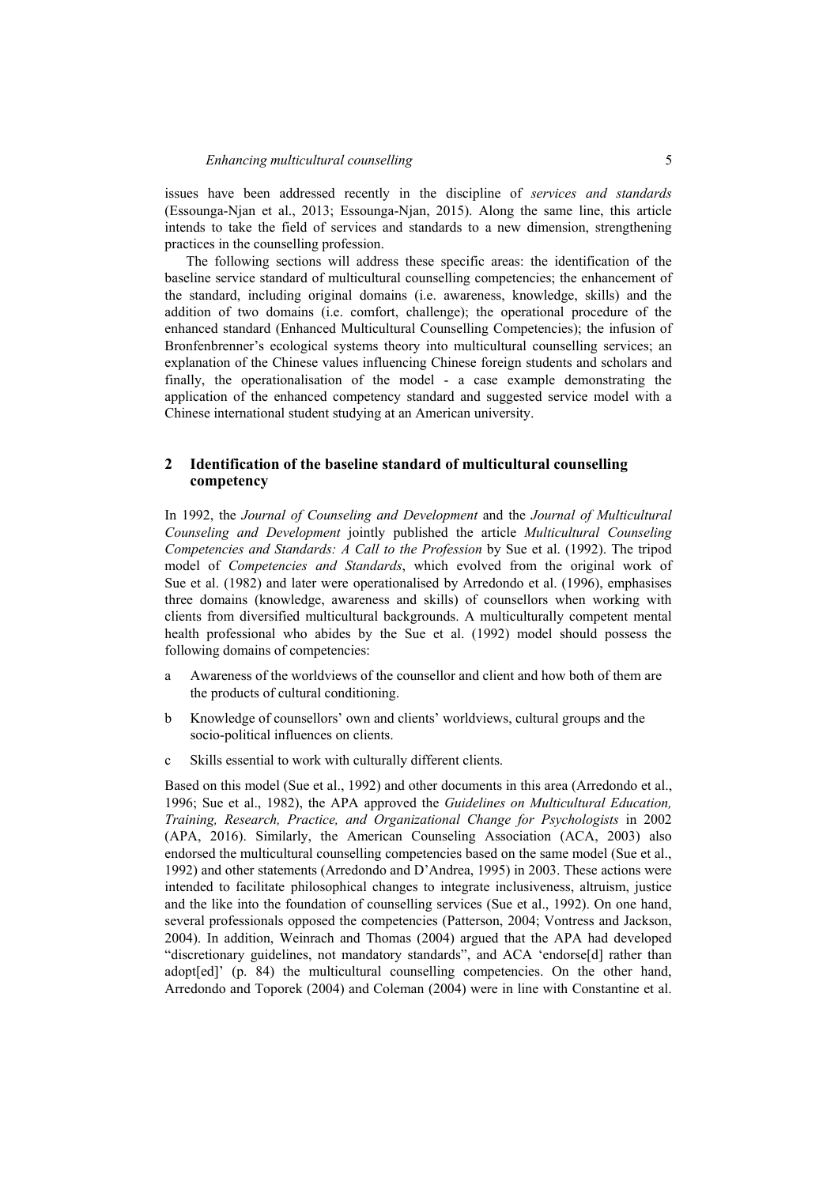issues have been addressed recently in the discipline of *services and standards* (Essounga-Njan et al., 2013; Essounga-Njan, 2015). Along the same line, this article intends to take the field of services and standards to a new dimension, strengthening practices in the counselling profession.

The following sections will address these specific areas: the identification of the baseline service standard of multicultural counselling competencies; the enhancement of the standard, including original domains (i.e. awareness, knowledge, skills) and the addition of two domains (i.e. comfort, challenge); the operational procedure of the enhanced standard (Enhanced Multicultural Counselling Competencies); the infusion of Bronfenbrenner's ecological systems theory into multicultural counselling services; an explanation of the Chinese values influencing Chinese foreign students and scholars and finally, the operationalisation of the model - a case example demonstrating the application of the enhanced competency standard and suggested service model with a Chinese international student studying at an American university.

## 2 Identification of the baseline standard of multicultural counselling competency

In 1992, the *Journal of Counseling and Development* and the *Journal of Multicultural Counseling and Development* jointly published the article *Multicultural Counseling Competencies and Standards: A Call to the Profession* by Sue et al. (1992). The tripod model of *Competencies and Standards*, which evolved from the original work of Sue et al. (1982) and later were operationalised by Arredondo et al. (1996), emphasises three domains (knowledge, awareness and skills) of counsellors when working with clients from diversified multicultural backgrounds. A multiculturally competent mental health professional who abides by the Sue et al. (1992) model should possess the following domains of competencies:

a Awareness of the worldviews of the counsellor and client and how both of them are the products of cultural conditioning.

b Knowledge of counsellors' own and clients' worldviews, cultural groups and the socio-political influences on clients.

c Skills essential to work with culturally different clients.

Based on this model (Sue et al., 1992) and other documents in this area (Arredondo et al., 1996; Sue et al., 1982), the APA approved the *Guidelines on Multicultural Education, Training, Research, Practice, and Organizational Change for Psychologists* in 2002 (APA, 2016). Similarly, the American Counseling Association (ACA, 2003) also endorsed the multicultural counselling competencies based on the same model (Sue et al., 1992) and other statements (Arredondo and D'Andrea, 1995) in 2003. These actions were intended to facilitate philosophical changes to integrate inclusiveness, altruism, justice and the like into the foundation of counselling services (Sue et al., 1992). On one hand, several professionals opposed the competencies (Patterson, 2004; Vontress and Jackson, 2004). In addition, Weinrach and Thomas (2004) argued that the APA had developed "discretionary guidelines, not mandatory standards", and ACA 'endorse[d] rather than adopt[ed]' (p. 84) the multicultural counselling competencies. On the other hand, Arredondo and Toporek (2004) and Coleman (2004) were in line with Constantine et al.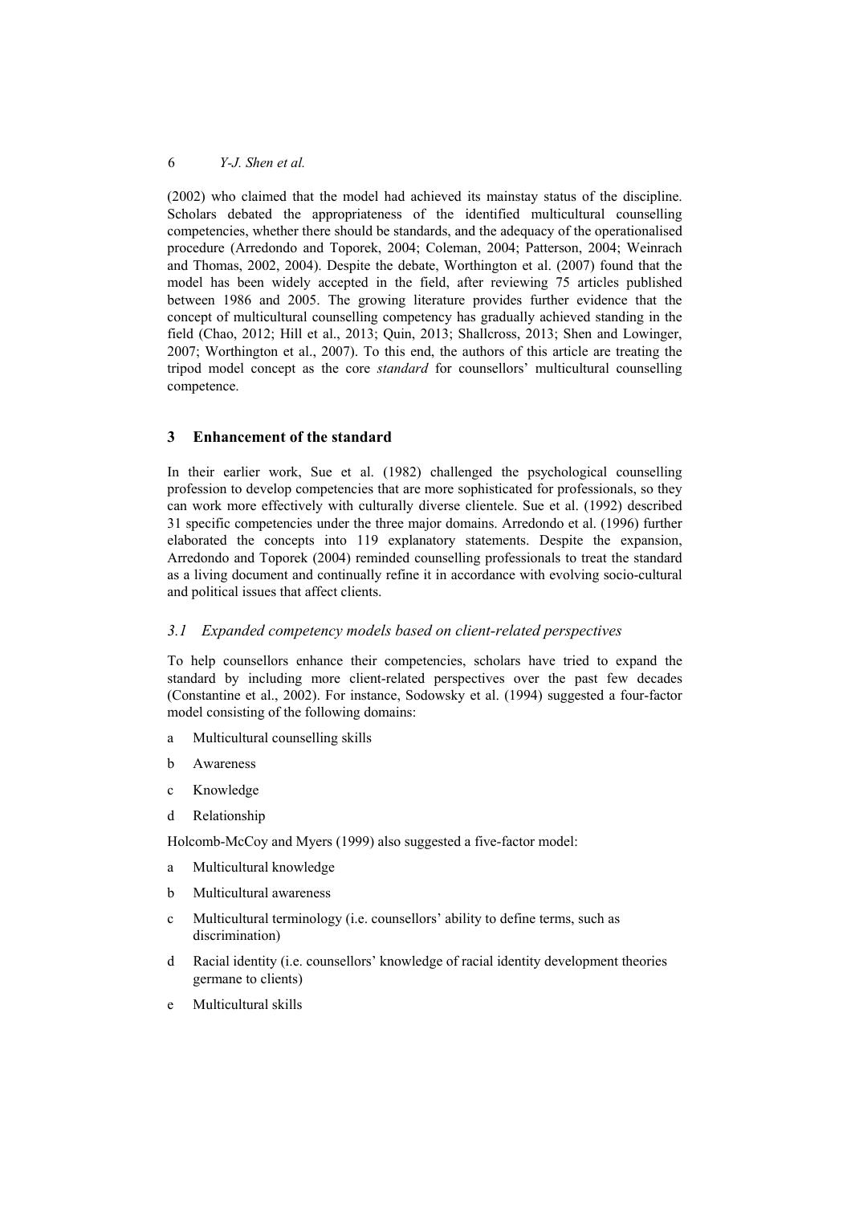(2002) who claimed that the model had achieved its mainstay status of the discipline. Scholars debated the appropriateness of the identified multicultural counselling competencies, whether there should be standards, and the adequacy of the operationalised procedure (Arredondo and Toporek, 2004; Coleman, 2004; Patterson, 2004; Weinrach and Thomas, 2002, 2004). Despite the debate, Worthington et al. (2007) found that the model has been widely accepted in the field, after reviewing 75 articles published between 1986 and 2005. The growing literature provides further evidence that the concept of multicultural counselling competency has gradually achieved standing in the field (Chao, 2012; Hill et al., 2013; Quin, 2013; Shallcross, 2013; Shen and Lowinger, 2007; Worthington et al., 2007). To this end, the authors of this article are treating the tripod model concept as the core *standard* for counsellors' multicultural counselling competence.

## 3 Enhancement of the standard

In their earlier work, Sue et al. (1982) challenged the psychological counselling profession to develop competencies that are more sophisticated for professionals, so they can work more effectively with culturally diverse clientele. Sue et al. (1992) described 31 specific competencies under the three major domains. Arredondo et al. (1996) further elaborated the concepts into 119 explanatory statements. Despite the expansion, Arredondo and Toporek (2004) reminded counselling professionals to treat the standard as a living document and continually refine it in accordance with evolving socio-cultural and political issues that affect clients.

### *3.1 Expanded competency models based on client-related perspectives*

To help counsellors enhance their competencies, scholars have tried to expand the standard by including more client-related perspectives over the past few decades (Constantine et al., 2002). For instance, Sodowsky et al. (1994) suggested a four-factor model consisting of the following domains:

a Multicultural counselling skills

b Awareness

c Knowledge

d Relationship

Holcomb-McCoy and Myers (1999) also suggested a five-factor model:

a Multicultural knowledge

b Multicultural awareness

c Multicultural terminology (i.e. counsellors' ability to define terms, such as discrimination)

d Racial identity (i.e. counsellors' knowledge of racial identity development theories germane to clients)

e Multicultural skills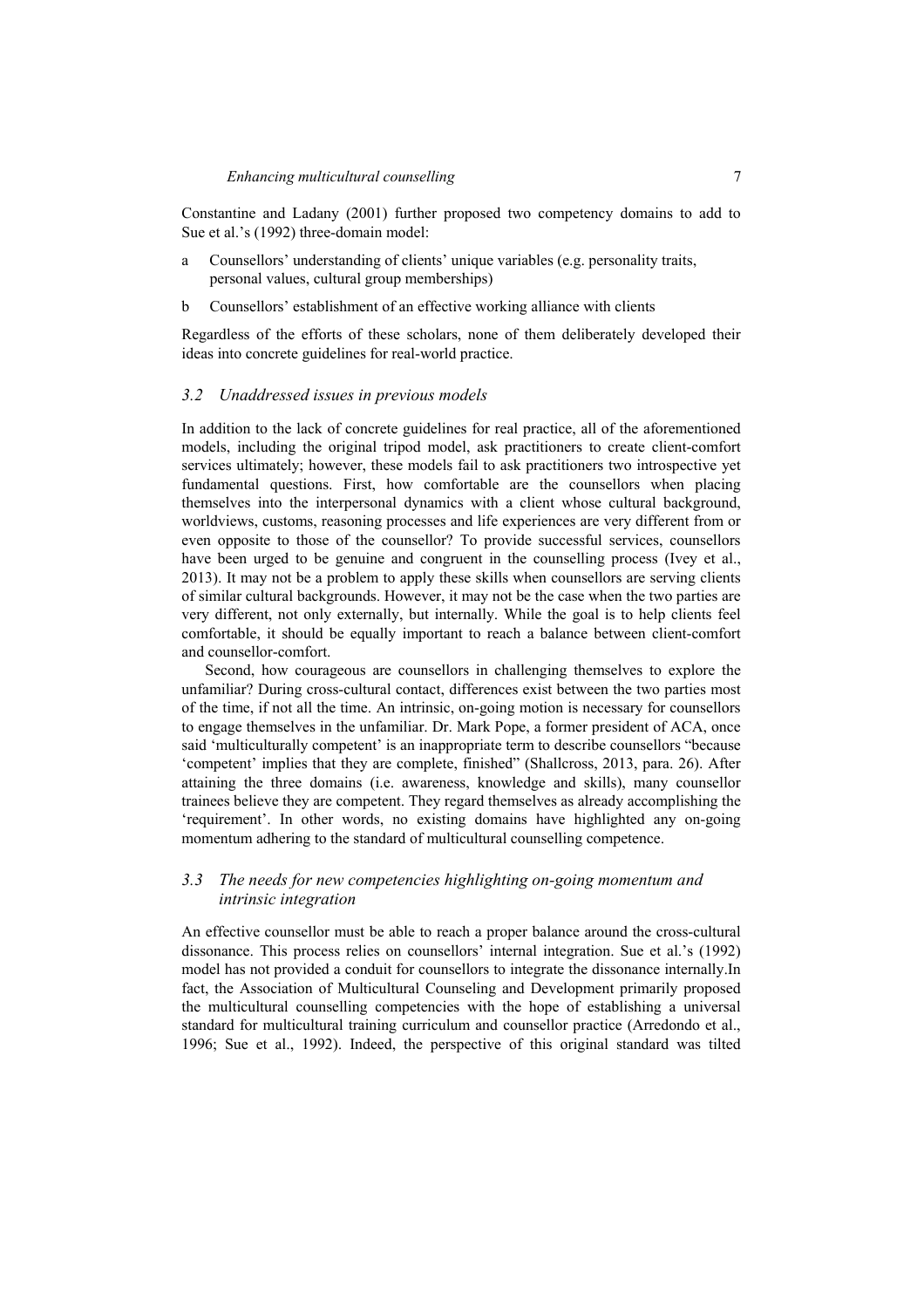Constantine and Ladany (2001) further proposed two competency domains to add to Sue et al.'s (1992) three-domain model:

a Counsellors' understanding of clients' unique variables (e.g. personality traits, personal values, cultural group memberships)

b Counsellors' establishment of an effective working alliance with clients

Regardless of the efforts of these scholars, none of them deliberately developed their ideas into concrete guidelines for real-world practice.

### *3.2 Unaddressed issues in previous models*

In addition to the lack of concrete guidelines for real practice, all of the aforementioned models, including the original tripod model, ask practitioners to create client-comfort services ultimately; however, these models fail to ask practitioners two introspective yet fundamental questions. First, how comfortable are the counsellors when placing themselves into the interpersonal dynamics with a client whose cultural background, worldviews, customs, reasoning processes and life experiences are very different from or even opposite to those of the counsellor? To provide successful services, counsellors have been urged to be genuine and congruent in the counselling process (Ivey et al., 2013). It may not be a problem to apply these skills when counsellors are serving clients of similar cultural backgrounds. However, it may not be the case when the two parties are very different, not only externally, but internally. While the goal is to help clients feel comfortable, it should be equally important to reach a balance between client-comfort and counsellor-comfort.

Second, how courageous are counsellors in challenging themselves to explore the unfamiliar? During cross-cultural contact, differences exist between the two parties most of the time, if not all the time. An intrinsic, on-going motion is necessary for counsellors to engage themselves in the unfamiliar. Dr. Mark Pope, a former president of ACA, once said 'multiculturally competent' is an inappropriate term to describe counsellors "because 'competent' implies that they are complete, finished" (Shallcross, 2013, para. 26). After attaining the three domains (i.e. awareness, knowledge and skills), many counsellor trainees believe they are competent. They regard themselves as already accomplishing the 'requirement'. In other words, no existing domains have highlighted any on-going momentum adhering to the standard of multicultural counselling competence.

### *3.3 The needs for new competencies highlighting on-going momentum and intrinsic integration*

An effective counsellor must be able to reach a proper balance around the cross-cultural dissonance. This process relies on counsellors' internal integration. Sue et al.'s (1992) model has not provided a conduit for counsellors to integrate the dissonance internally.In fact, the Association of Multicultural Counseling and Development primarily proposed the multicultural counselling competencies with the hope of establishing a universal standard for multicultural training curriculum and counsellor practice (Arredondo et al., 1996; Sue et al., 1992). Indeed, the perspective of this original standard was tilted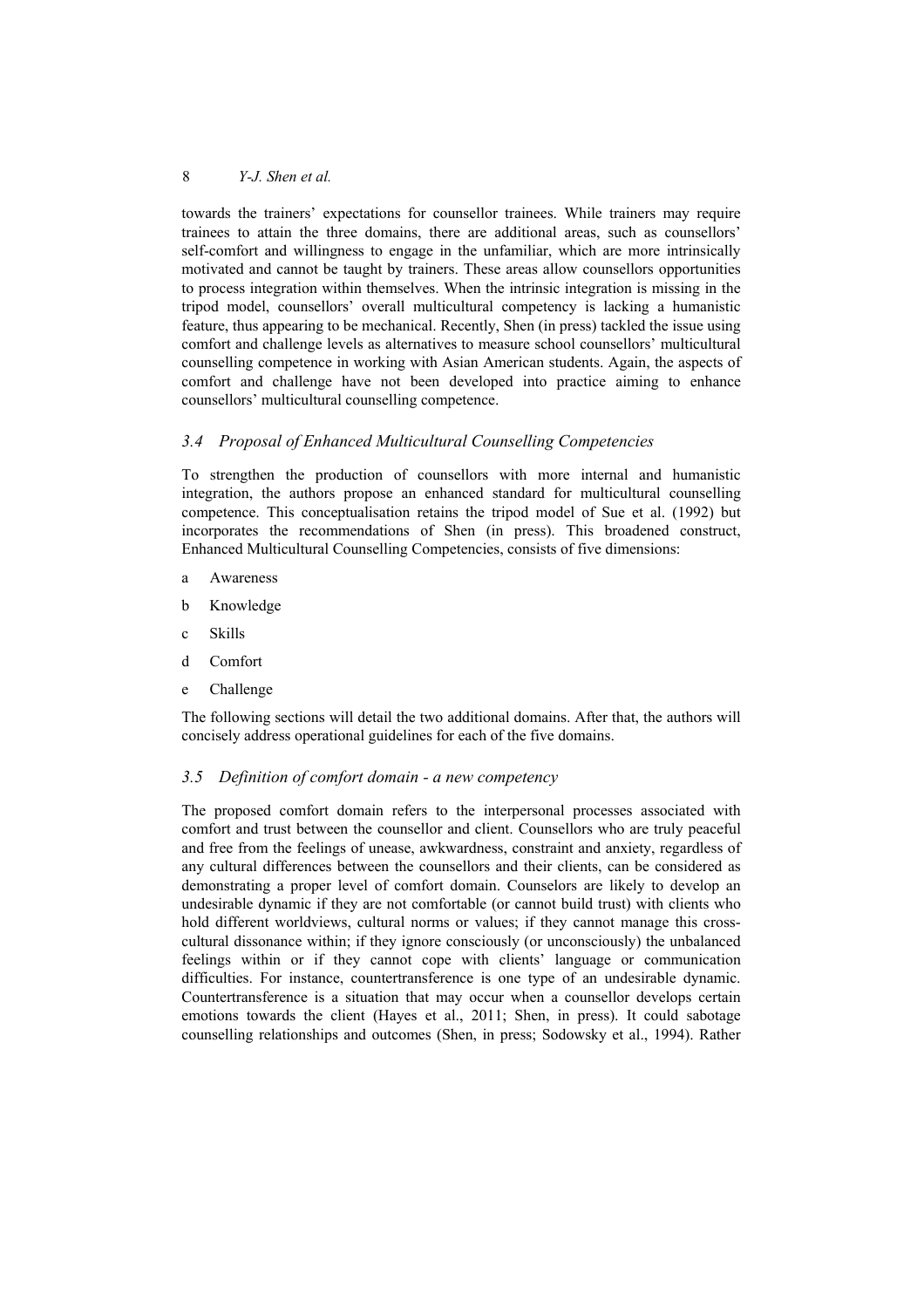towards the trainers' expectations for counsellor trainees. While trainers may require trainees to attain the three domains, there are additional areas, such as counsellors' self-comfort and willingness to engage in the unfamiliar, which are more intrinsically motivated and cannot be taught by trainers. These areas allow counsellors opportunities to process integration within themselves. When the intrinsic integration is missing in the tripod model, counsellors' overall multicultural competency is lacking a humanistic feature, thus appearing to be mechanical. Recently, Shen (in press) tackled the issue using comfort and challenge levels as alternatives to measure school counsellors' multicultural counselling competence in working with Asian American students. Again, the aspects of comfort and challenge have not been developed into practice aiming to enhance counsellors' multicultural counselling competence.

### *3.4 Proposal of Enhanced Multicultural Counselling Competencies*

To strengthen the production of counsellors with more internal and humanistic integration, the authors propose an enhanced standard for multicultural counselling competence. This conceptualisation retains the tripod model of Sue et al. (1992) but incorporates the recommendations of Shen (in press). This broadened construct, Enhanced Multicultural Counselling Competencies, consists of five dimensions:

a Awareness

b Knowledge

c Skills

d Comfort

e Challenge

The following sections will detail the two additional domains. After that, the authors will concisely address operational guidelines for each of the five domains.

### *3.5 Definition of comfort domain - a new competency*

The proposed comfort domain refers to the interpersonal processes associated with comfort and trust between the counsellor and client. Counsellors who are truly peaceful and free from the feelings of unease, awkwardness, constraint and anxiety, regardless of any cultural differences between the counsellors and their clients, can be considered as demonstrating a proper level of comfort domain. Counselors are likely to develop an undesirable dynamic if they are not comfortable (or cannot build trust) with clients who hold different worldviews, cultural norms or values; if they cannot manage this cross-cultural dissonance within; if they ignore consciously (or unconsciously) the unbalanced feelings within or if they cannot cope with clients' language or communication difficulties. For instance, countertransference is one type of an undesirable dynamic. Countertransference is a situation that may occur when a counsellor develops certain emotions towards the client (Hayes et al., 2011; Shen, in press). It could sabotage counselling relationships and outcomes (Shen, in press; Sodowsky et al., 1994). Rather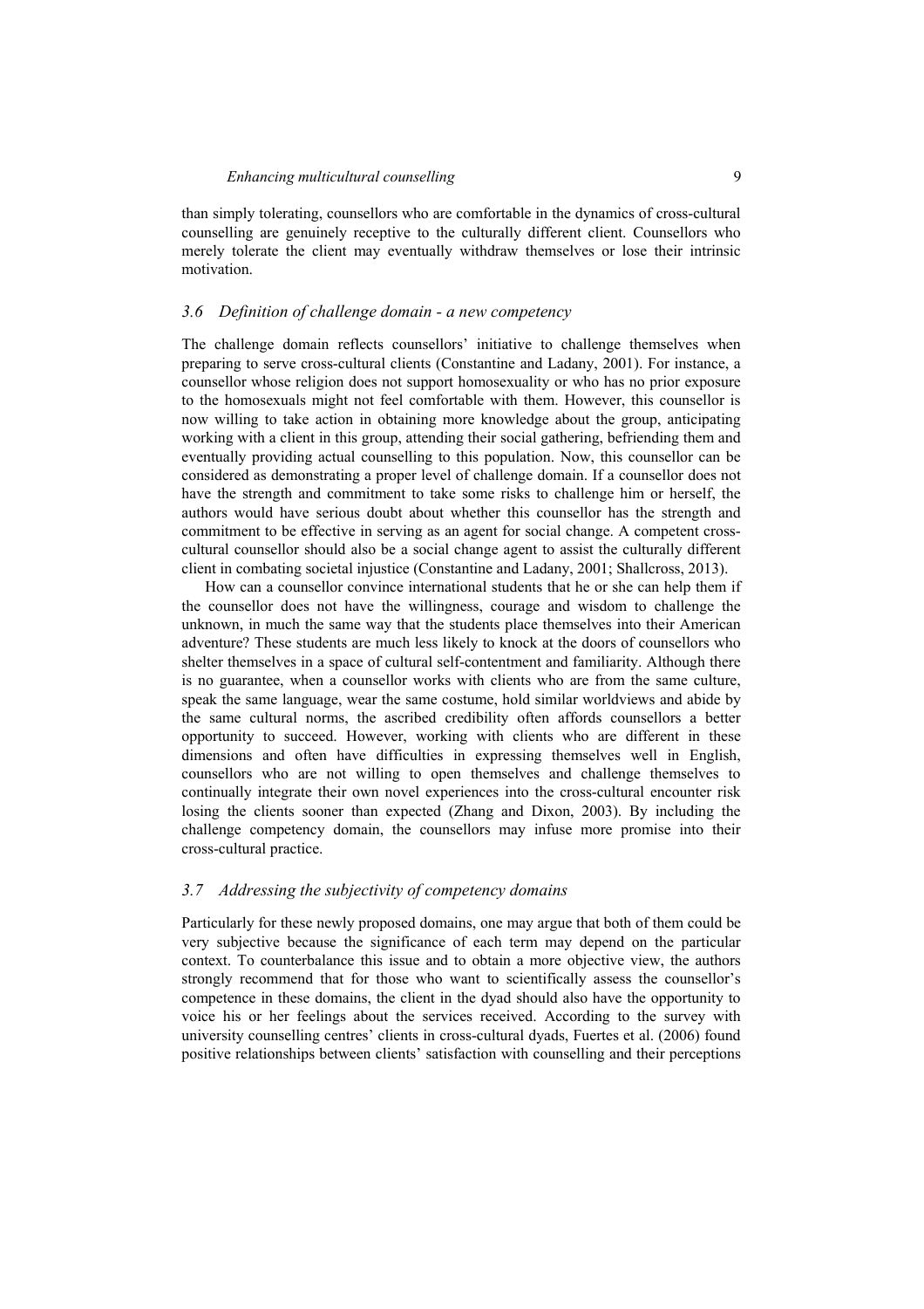than simply tolerating, counsellors who are comfortable in the dynamics of cross-cultural counselling are genuinely receptive to the culturally different client. Counsellors who merely tolerate the client may eventually withdraw themselves or lose their intrinsic motivation.

### *3.6 Definition of challenge domain - a new competency*

The challenge domain reflects counsellors' initiative to challenge themselves when preparing to serve cross-cultural clients (Constantine and Ladany, 2001). For instance, a counsellor whose religion does not support homosexuality or who has no prior exposure to the homosexuals might not feel comfortable with them. However, this counsellor is now willing to take action in obtaining more knowledge about the group, anticipating working with a client in this group, attending their social gathering, befriending them and eventually providing actual counselling to this population. Now, this counsellor can be considered as demonstrating a proper level of challenge domain. If a counsellor does not have the strength and commitment to take some risks to challenge him or herself, the authors would have serious doubt about whether this counsellor has the strength and commitment to be effective in serving as an agent for social change. A competent cross-cultural counsellor should also be a social change agent to assist the culturally different client in combating societal injustice (Constantine and Ladany, 2001; Shallcross, 2013).

How can a counsellor convince international students that he or she can help them if the counsellor does not have the willingness, courage and wisdom to challenge the unknown, in much the same way that the students place themselves into their American adventure? These students are much less likely to knock at the doors of counsellors who shelter themselves in a space of cultural self-contentment and familiarity. Although there is no guarantee, when a counsellor works with clients who are from the same culture, speak the same language, wear the same costume, hold similar worldviews and abide by the same cultural norms, the ascribed credibility often affords counsellors a better opportunity to succeed. However, working with clients who are different in these dimensions and often have difficulties in expressing themselves well in English, counsellors who are not willing to open themselves and challenge themselves to continually integrate their own novel experiences into the cross-cultural encounter risk losing the clients sooner than expected (Zhang and Dixon, 2003). By including the challenge competency domain, the counsellors may infuse more promise into their cross-cultural practice.

### *3.7 Addressing the subjectivity of competency domains*

Particularly for these newly proposed domains, one may argue that both of them could be very subjective because the significance of each term may depend on the particular context. To counterbalance this issue and to obtain a more objective view, the authors strongly recommend that for those who want to scientifically assess the counsellor's competence in these domains, the client in the dyad should also have the opportunity to voice his or her feelings about the services received. According to the survey with university counselling centres' clients in cross-cultural dyads, Fuertes et al. (2006) found positive relationships between clients' satisfaction with counselling and their perceptions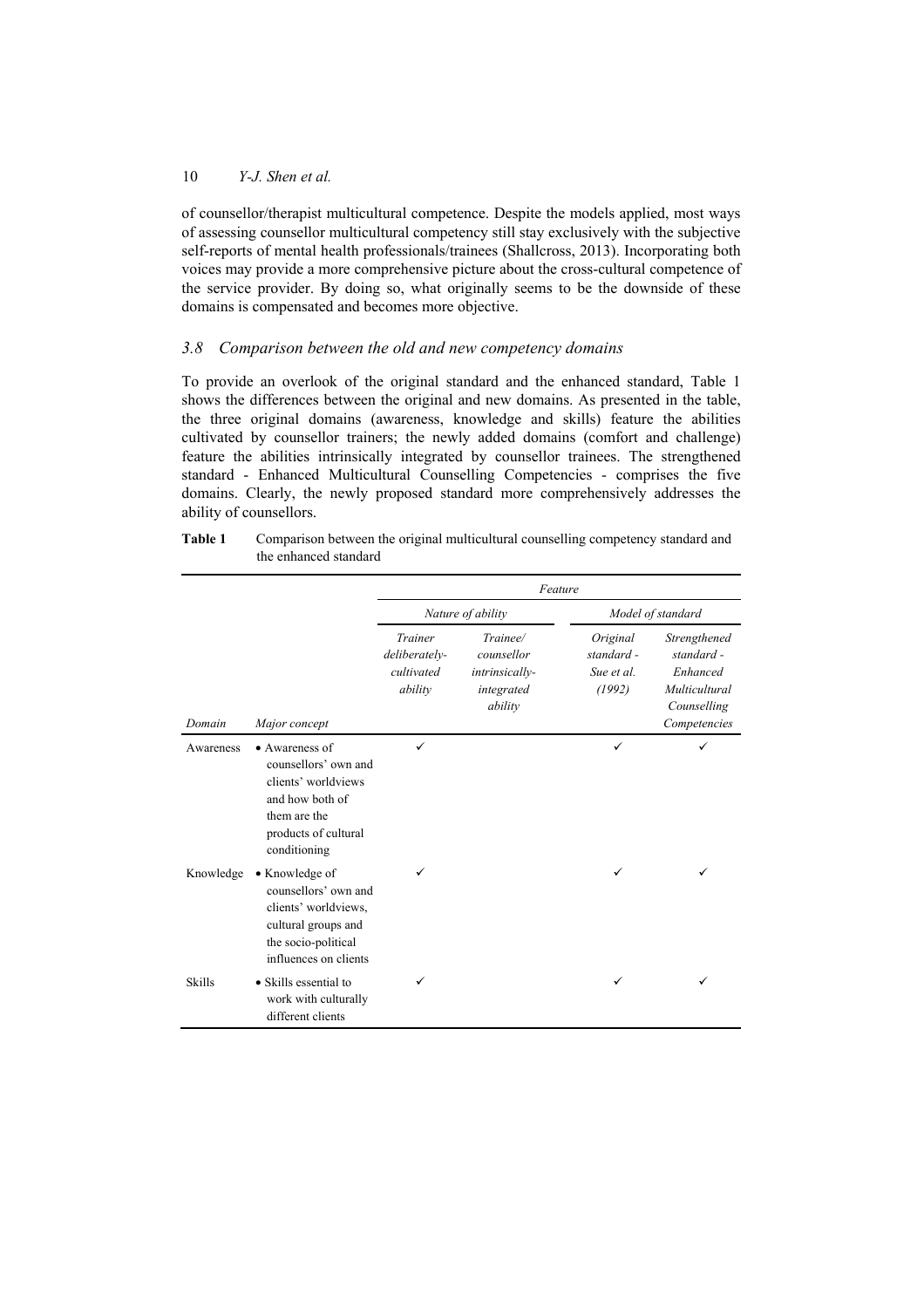of counsellor/therapist multicultural competence. Despite the models applied, most ways of assessing counsellor multicultural competency still stay exclusively with the subjective self-reports of mental health professionals/trainees (Shallcross, 2013). Incorporating both voices may provide a more comprehensive picture about the cross-cultural competence of the service provider. By doing so, what originally seems to be the downside of these domains is compensated and becomes more objective.

### *3.8 Comparison between the old and new competency domains*

To provide an overlook of the original standard and the enhanced standard, Table 1 shows the differences between the original and new domains. As presented in the table, the three original domains (awareness, knowledge and skills) feature the abilities cultivated by counsellor trainers; the newly added domains (comfort and challenge) feature the abilities intrinsically integrated by counsellor trainees. The strengthened standard - Enhanced Multicultural Counselling Competencies - comprises the five domains. Clearly, the newly proposed standard more comprehensively addresses the ability of counsellors.

**Table 1** Comparison between the original multicultural counselling competency standard and the enhanced standard

| | | *Feature* | | | |
|---|---|---|---|---|---|
| | | *Nature of ability* | | *Model of standard* | |
| *Domain* | *Major concept* | *Trainer deliberately-cultivated ability* | *Trainee/ counsellor intrinsically-integrated ability* | *Original standard - Sue et al. (1992)* | *Strengthened standard - Enhanced Multicultural Counselling Competencies* |
| Awareness | • Awareness of counsellors' own and clients' worldviews and how both of them are the products of cultural conditioning | ✓ | | ✓ | ✓ |
| Knowledge | • Knowledge of counsellors' own and clients' worldviews, cultural groups and the socio-political influences on clients | ✓ | | ✓ | ✓ |
| Skills | • Skills essential to work with culturally different clients | ✓ | | ✓ | ✓ |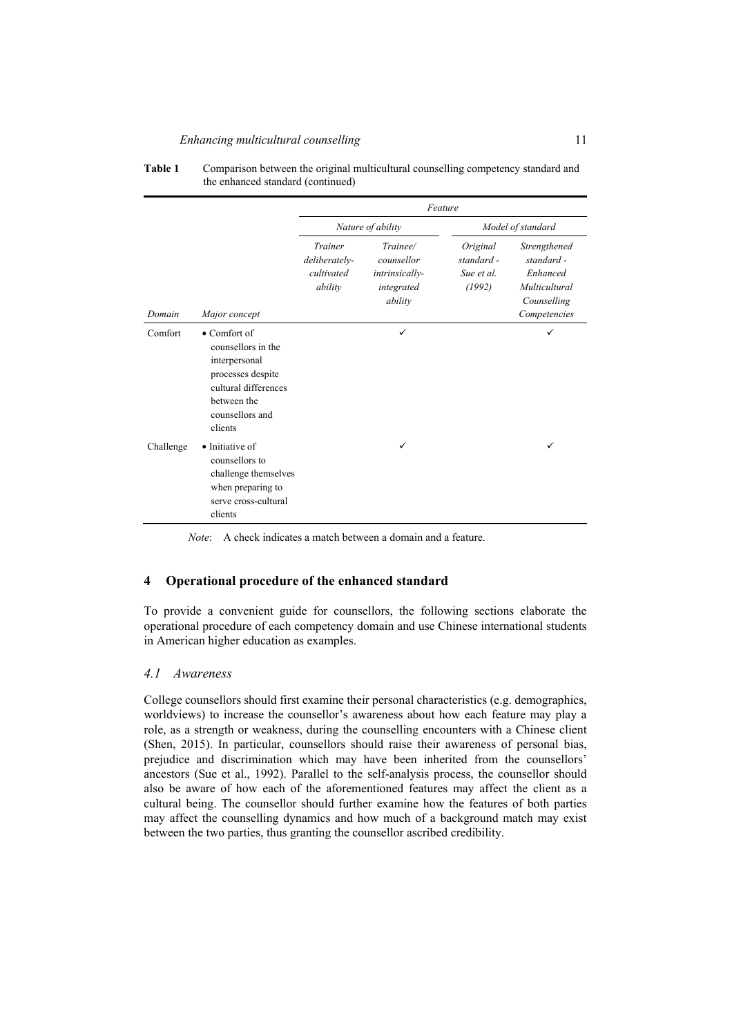**Table 1** Comparison between the original multicultural counselling competency standard and the enhanced standard (continued)

| | | *Feature* | | | |
|---|---|---|---|---|---|
| | | *Nature of ability* | | *Model of standard* | |
| *Domain* | *Major concept* | *Trainer deliberately-cultivated ability* | *Trainee/ counsellor intrinsically-integrated ability* | *Original standard - Sue et al. (1992)* | *Strengthened standard - Enhanced Multicultural Counselling Competencies* |
| Comfort | • Comfort of counsellors in the interpersonal processes despite cultural differences between the counsellors and clients | | ✓ | | ✓ |
| Challenge | • Initiative of counsellors to challenge themselves when preparing to serve cross-cultural clients | | ✓ | | ✓ |

*Note*: A check indicates a match between a domain and a feature.

## 4 Operational procedure of the enhanced standard

To provide a convenient guide for counsellors, the following sections elaborate the operational procedure of each competency domain and use Chinese international students in American higher education as examples.

### *4.1 Awareness*

College counsellors should first examine their personal characteristics (e.g. demographics, worldviews) to increase the counsellor's awareness about how each feature may play a role, as a strength or weakness, during the counselling encounters with a Chinese client (Shen, 2015). In particular, counsellors should raise their awareness of personal bias, prejudice and discrimination which may have been inherited from the counsellors' ancestors (Sue et al., 1992). Parallel to the self-analysis process, the counsellor should also be aware of how each of the aforementioned features may affect the client as a cultural being. The counsellor should further examine how the features of both parties may affect the counselling dynamics and how much of a background match may exist between the two parties, thus granting the counsellor ascribed credibility.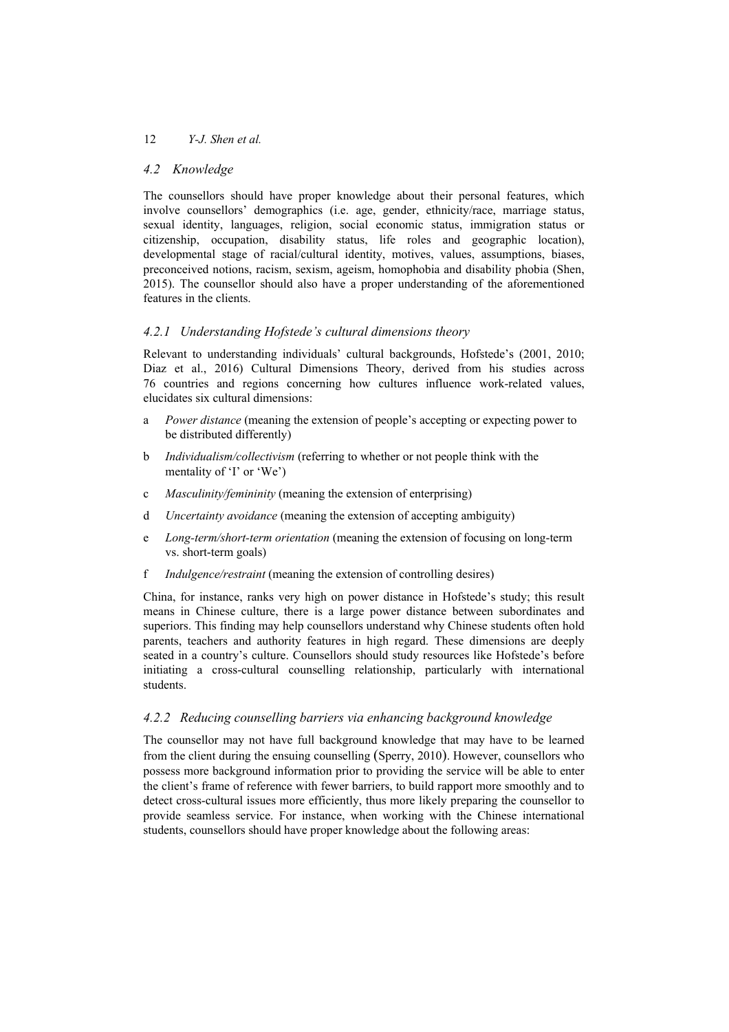## 4.2 Knowledge

The counsellors should have proper knowledge about their personal features, which involve counsellors' demographics (i.e. age, gender, ethnicity/race, marriage status, sexual identity, languages, religion, social economic status, immigration status or citizenship, occupation, disability status, life roles and geographic location), developmental stage of racial/cultural identity, motives, values, assumptions, biases, preconceived notions, racism, sexism, ageism, homophobia and disability phobia (Shen, 2015). The counsellor should also have a proper understanding of the aforementioned features in the clients.

### 4.2.1 Understanding Hofstede's cultural dimensions theory

Relevant to understanding individuals' cultural backgrounds, Hofstede's (2001, 2010; Diaz et al., 2016) Cultural Dimensions Theory, derived from his studies across 76 countries and regions concerning how cultures influence work-related values, elucidates six cultural dimensions:

a *Power distance* (meaning the extension of people's accepting or expecting power to be distributed differently)

b *Individualism/collectivism* (referring to whether or not people think with the mentality of 'I' or 'We')

c *Masculinity/femininity* (meaning the extension of enterprising)

d *Uncertainty avoidance* (meaning the extension of accepting ambiguity)

e *Long-term/short-term orientation* (meaning the extension of focusing on long-term vs. short-term goals)

f *Indulgence/restraint* (meaning the extension of controlling desires)

China, for instance, ranks very high on power distance in Hofstede's study; this result means in Chinese culture, there is a large power distance between subordinates and superiors. This finding may help counsellors understand why Chinese students often hold parents, teachers and authority features in high regard. These dimensions are deeply seated in a country's culture. Counsellors should study resources like Hofstede's before initiating a cross-cultural counselling relationship, particularly with international students.

### 4.2.2 Reducing counselling barriers via enhancing background knowledge

The counsellor may not have full background knowledge that may have to be learned from the client during the ensuing counselling (Sperry, 2010). However, counsellors who possess more background information prior to providing the service will be able to enter the client's frame of reference with fewer barriers, to build rapport more smoothly and to detect cross-cultural issues more efficiently, thus more likely preparing the counsellor to provide seamless service. For instance, when working with the Chinese international students, counsellors should have proper knowledge about the following areas: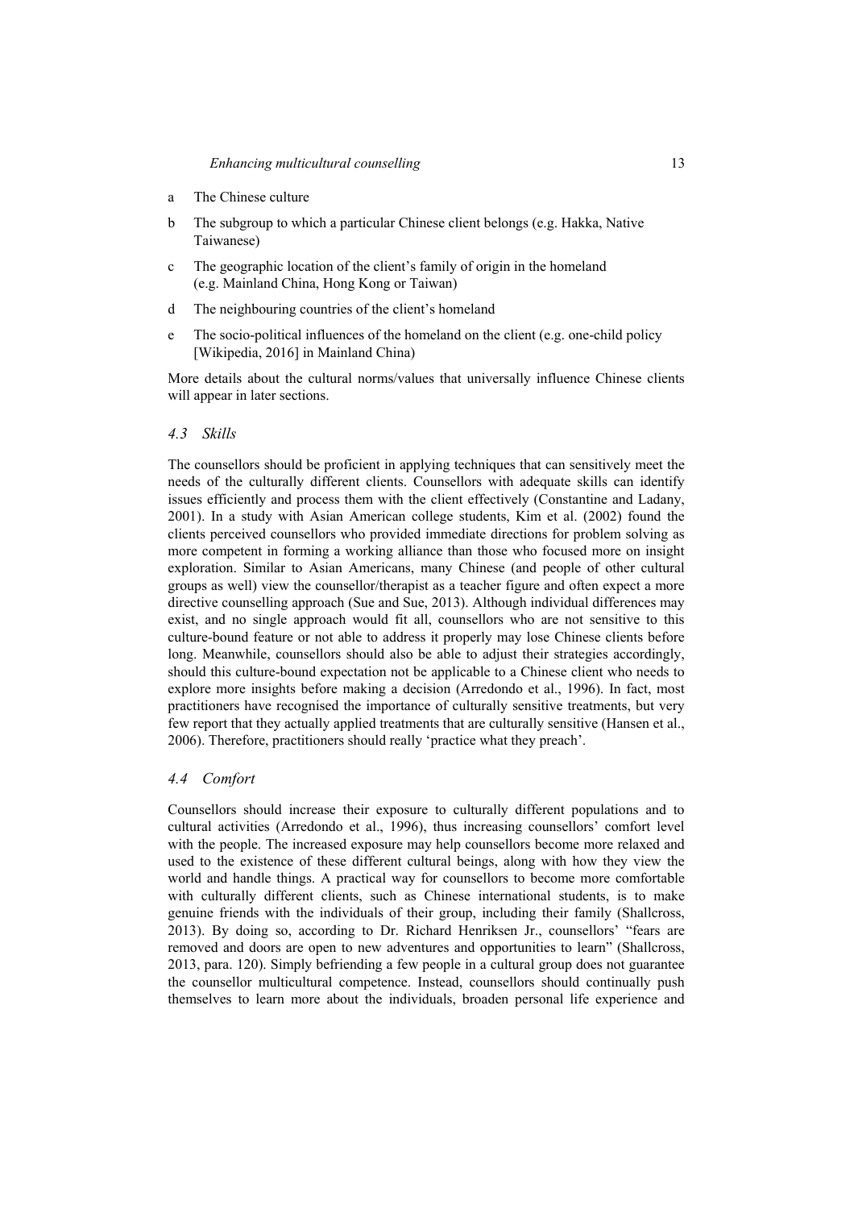a The Chinese culture

b The subgroup to which a particular Chinese client belongs (e.g. Hakka, Native Taiwanese)

c The geographic location of the client's family of origin in the homeland (e.g. Mainland China, Hong Kong or Taiwan)

d The neighbouring countries of the client's homeland

e The socio-political influences of the homeland on the client (e.g. one-child policy [Wikipedia, 2016] in Mainland China)

More details about the cultural norms/values that universally influence Chinese clients will appear in later sections.

### *4.3 Skills*

The counsellors should be proficient in applying techniques that can sensitively meet the needs of the culturally different clients. Counsellors with adequate skills can identify issues efficiently and process them with the client effectively (Constantine and Ladany, 2001). In a study with Asian American college students, Kim et al. (2002) found the clients perceived counsellors who provided immediate directions for problem solving as more competent in forming a working alliance than those who focused more on insight exploration. Similar to Asian Americans, many Chinese (and people of other cultural groups as well) view the counsellor/therapist as a teacher figure and often expect a more directive counselling approach (Sue and Sue, 2013). Although individual differences may exist, and no single approach would fit all, counsellors who are not sensitive to this culture-bound feature or not able to address it properly may lose Chinese clients before long. Meanwhile, counsellors should also be able to adjust their strategies accordingly, should this culture-bound expectation not be applicable to a Chinese client who needs to explore more insights before making a decision (Arredondo et al., 1996). In fact, most practitioners have recognised the importance of culturally sensitive treatments, but very few report that they actually applied treatments that are culturally sensitive (Hansen et al., 2006). Therefore, practitioners should really 'practice what they preach'.

### *4.4 Comfort*

Counsellors should increase their exposure to culturally different populations and to cultural activities (Arredondo et al., 1996), thus increasing counsellors' comfort level with the people. The increased exposure may help counsellors become more relaxed and used to the existence of these different cultural beings, along with how they view the world and handle things. A practical way for counsellors to become more comfortable with culturally different clients, such as Chinese international students, is to make genuine friends with the individuals of their group, including their family (Shallcross, 2013). By doing so, according to Dr. Richard Henriksen Jr., counsellors' "fears are removed and doors are open to new adventures and opportunities to learn" (Shallcross, 2013, para. 120). Simply befriending a few people in a cultural group does not guarantee the counsellor multicultural competence. Instead, counsellors should continually push themselves to learn more about the individuals, broaden personal life experience and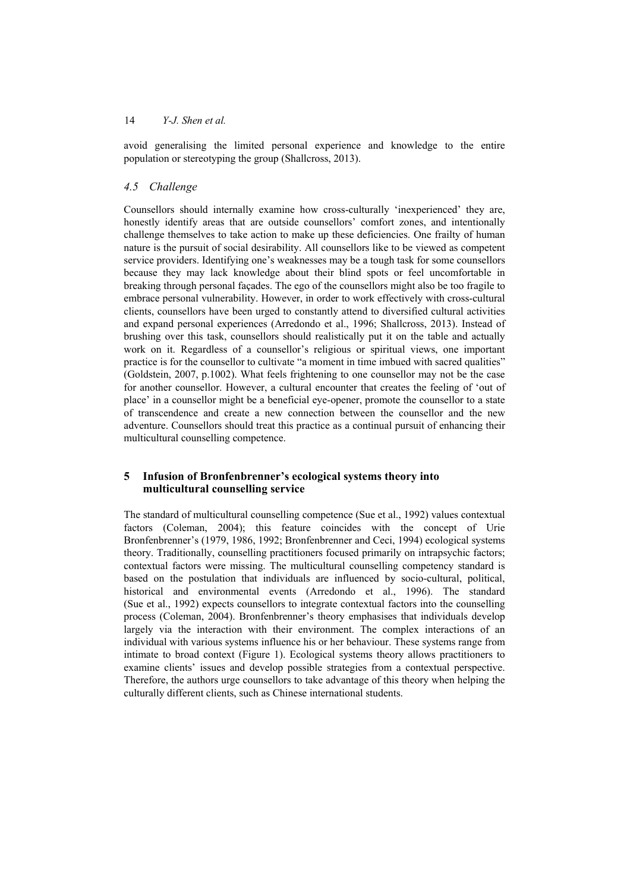avoid generalising the limited personal experience and knowledge to the entire population or stereotyping the group (Shallcross, 2013).

### *4.5 Challenge*

Counsellors should internally examine how cross-culturally 'inexperienced' they are, honestly identify areas that are outside counsellors' comfort zones, and intentionally challenge themselves to take action to make up these deficiencies. One frailty of human nature is the pursuit of social desirability. All counsellors like to be viewed as competent service providers. Identifying one's weaknesses may be a tough task for some counsellors because they may lack knowledge about their blind spots or feel uncomfortable in breaking through personal façades. The ego of the counsellors might also be too fragile to embrace personal vulnerability. However, in order to work effectively with cross-cultural clients, counsellors have been urged to constantly attend to diversified cultural activities and expand personal experiences (Arredondo et al., 1996; Shallcross, 2013). Instead of brushing over this task, counsellors should realistically put it on the table and actually work on it. Regardless of a counsellor's religious or spiritual views, one important practice is for the counsellor to cultivate "a moment in time imbued with sacred qualities" (Goldstein, 2007, p.1002). What feels frightening to one counsellor may not be the case for another counsellor. However, a cultural encounter that creates the feeling of 'out of place' in a counsellor might be a beneficial eye-opener, promote the counsellor to a state of transcendence and create a new connection between the counsellor and the new adventure. Counsellors should treat this practice as a continual pursuit of enhancing their multicultural counselling competence.

## 5 Infusion of Bronfenbrenner's ecological systems theory into multicultural counselling service

The standard of multicultural counselling competence (Sue et al., 1992) values contextual factors (Coleman, 2004); this feature coincides with the concept of Urie Bronfenbrenner's (1979, 1986, 1992; Bronfenbrenner and Ceci, 1994) ecological systems theory. Traditionally, counselling practitioners focused primarily on intrapsychic factors; contextual factors were missing. The multicultural counselling competency standard is based on the postulation that individuals are influenced by socio-cultural, political, historical and environmental events (Arredondo et al., 1996). The standard (Sue et al., 1992) expects counsellors to integrate contextual factors into the counselling process (Coleman, 2004). Bronfenbrenner's theory emphasises that individuals develop largely via the interaction with their environment. The complex interactions of an individual with various systems influence his or her behaviour. These systems range from intimate to broad context (Figure 1). Ecological systems theory allows practitioners to examine clients' issues and develop possible strategies from a contextual perspective. Therefore, the authors urge counsellors to take advantage of this theory when helping the culturally different clients, such as Chinese international students.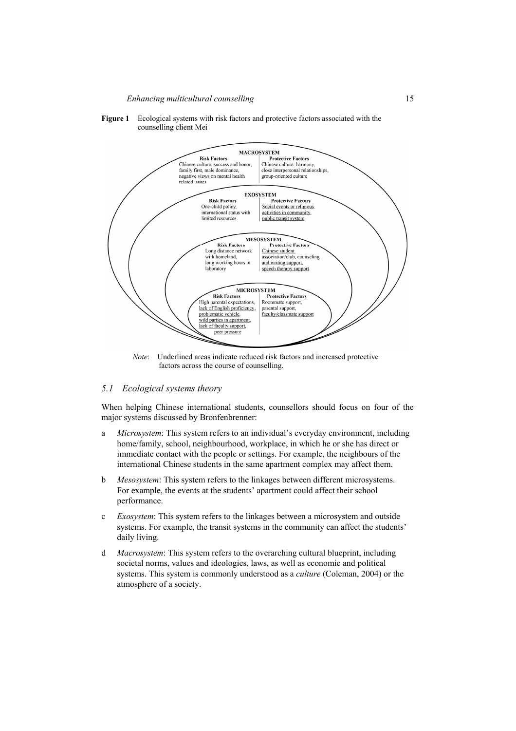**Figure 1** Ecological systems with risk factors and protective factors associated with the counselling client Mei

**MACROSYSTEM**

| Risk Factors | Protective Factors |
|---|---|
| Chinese culture: success and honor, family first, male dominance, negative views on mental health related issues | Chinese culture: harmony, close interpersonal relationships, group-oriented culture |

**EXOSYSTEM**

| Risk Factors | Protective Factors |
|---|---|
| One-child policy, international status with limited resources | Social events or religious activities in community, public transit system |

**MESOSYSTEM**

| Risk Factors | Protective Factors |
|---|---|
| Long distance network with homeland, long working hours in laboratory | Chinese student association/club, counseling and writing support, speech therapy support |

**MICROSYSTEM**

| Risk Factors | Protective Factors |
|---|---|
| High parental expectations, lack of English proficiency, problematic vehicle, wild parties in apartment, lack of faculty support, peer pressure | Roommate support, parental support, faculty/classmate support |

*Note*: Underlined areas indicate reduced risk factors and increased protective factors across the course of counselling.

### *5.1 Ecological systems theory*

When helping Chinese international students, counsellors should focus on four of the major systems discussed by Bronfenbrenner:

a *Microsystem*: This system refers to an individual's everyday environment, including home/family, school, neighbourhood, workplace, in which he or she has direct or immediate contact with the people or settings. For example, the neighbours of the international Chinese students in the same apartment complex may affect them.

b *Mesosystem*: This system refers to the linkages between different microsystems. For example, the events at the students' apartment could affect their school performance.

c *Exosystem*: This system refers to the linkages between a microsystem and outside systems. For example, the transit systems in the community can affect the students' daily living.

d *Macrosystem*: This system refers to the overarching cultural blueprint, including societal norms, values and ideologies, laws, as well as economic and political systems. This system is commonly understood as a *culture* (Coleman, 2004) or the atmosphere of a society.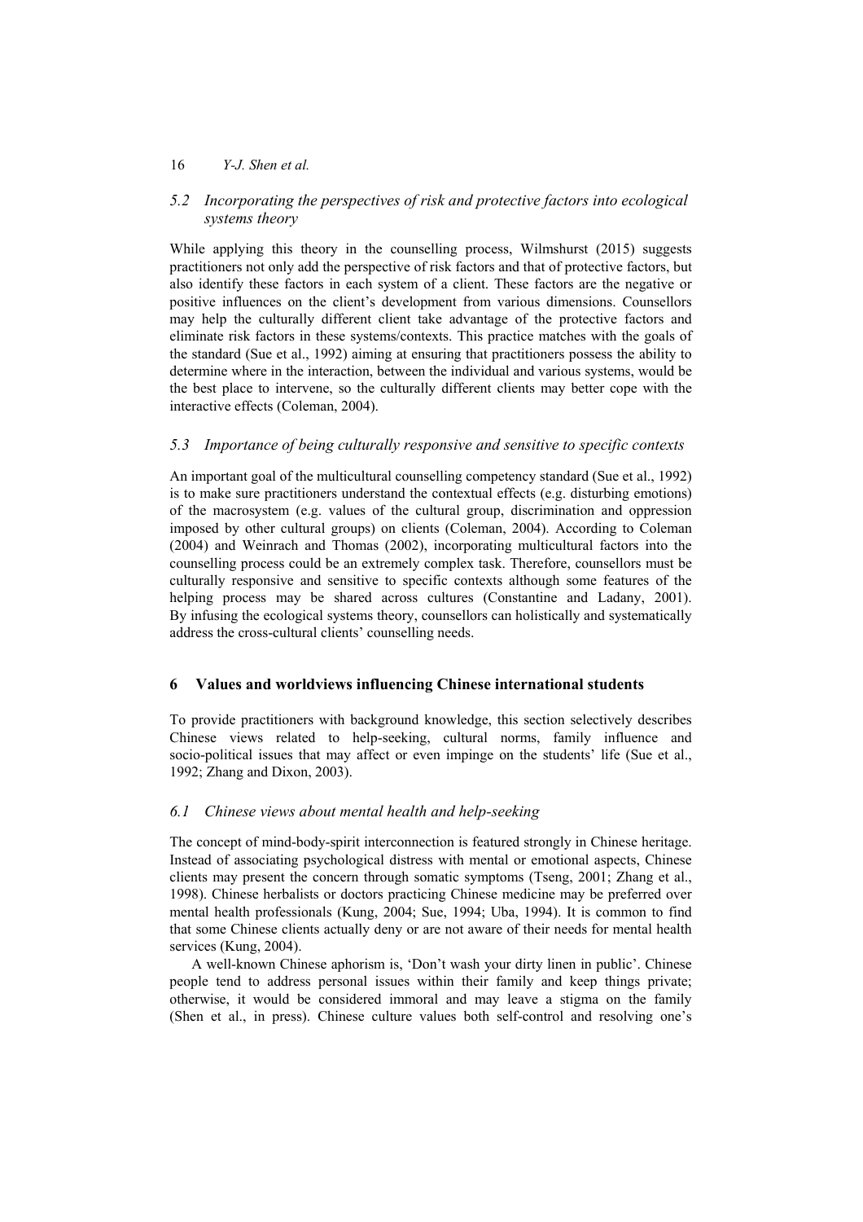### *5.2 Incorporating the perspectives of risk and protective factors into ecological systems theory*

While applying this theory in the counselling process, Wilmshurst (2015) suggests practitioners not only add the perspective of risk factors and that of protective factors, but also identify these factors in each system of a client. These factors are the negative or positive influences on the client's development from various dimensions. Counsellors may help the culturally different client take advantage of the protective factors and eliminate risk factors in these systems/contexts. This practice matches with the goals of the standard (Sue et al., 1992) aiming at ensuring that practitioners possess the ability to determine where in the interaction, between the individual and various systems, would be the best place to intervene, so the culturally different clients may better cope with the interactive effects (Coleman, 2004).

### *5.3 Importance of being culturally responsive and sensitive to specific contexts*

An important goal of the multicultural counselling competency standard (Sue et al., 1992) is to make sure practitioners understand the contextual effects (e.g. disturbing emotions) of the macrosystem (e.g. values of the cultural group, discrimination and oppression imposed by other cultural groups) on clients (Coleman, 2004). According to Coleman (2004) and Weinrach and Thomas (2002), incorporating multicultural factors into the counselling process could be an extremely complex task. Therefore, counsellors must be culturally responsive and sensitive to specific contexts although some features of the helping process may be shared across cultures (Constantine and Ladany, 2001). By infusing the ecological systems theory, counsellors can holistically and systematically address the cross-cultural clients' counselling needs.

## **6 Values and worldviews influencing Chinese international students**

To provide practitioners with background knowledge, this section selectively describes Chinese views related to help-seeking, cultural norms, family influence and socio-political issues that may affect or even impinge on the students' life (Sue et al., 1992; Zhang and Dixon, 2003).

### *6.1 Chinese views about mental health and help-seeking*

The concept of mind-body-spirit interconnection is featured strongly in Chinese heritage. Instead of associating psychological distress with mental or emotional aspects, Chinese clients may present the concern through somatic symptoms (Tseng, 2001; Zhang et al., 1998). Chinese herbalists or doctors practicing Chinese medicine may be preferred over mental health professionals (Kung, 2004; Sue, 1994; Uba, 1994). It is common to find that some Chinese clients actually deny or are not aware of their needs for mental health services (Kung, 2004).

A well-known Chinese aphorism is, 'Don't wash your dirty linen in public'. Chinese people tend to address personal issues within their family and keep things private; otherwise, it would be considered immoral and may leave a stigma on the family (Shen et al., in press). Chinese culture values both self-control and resolving one's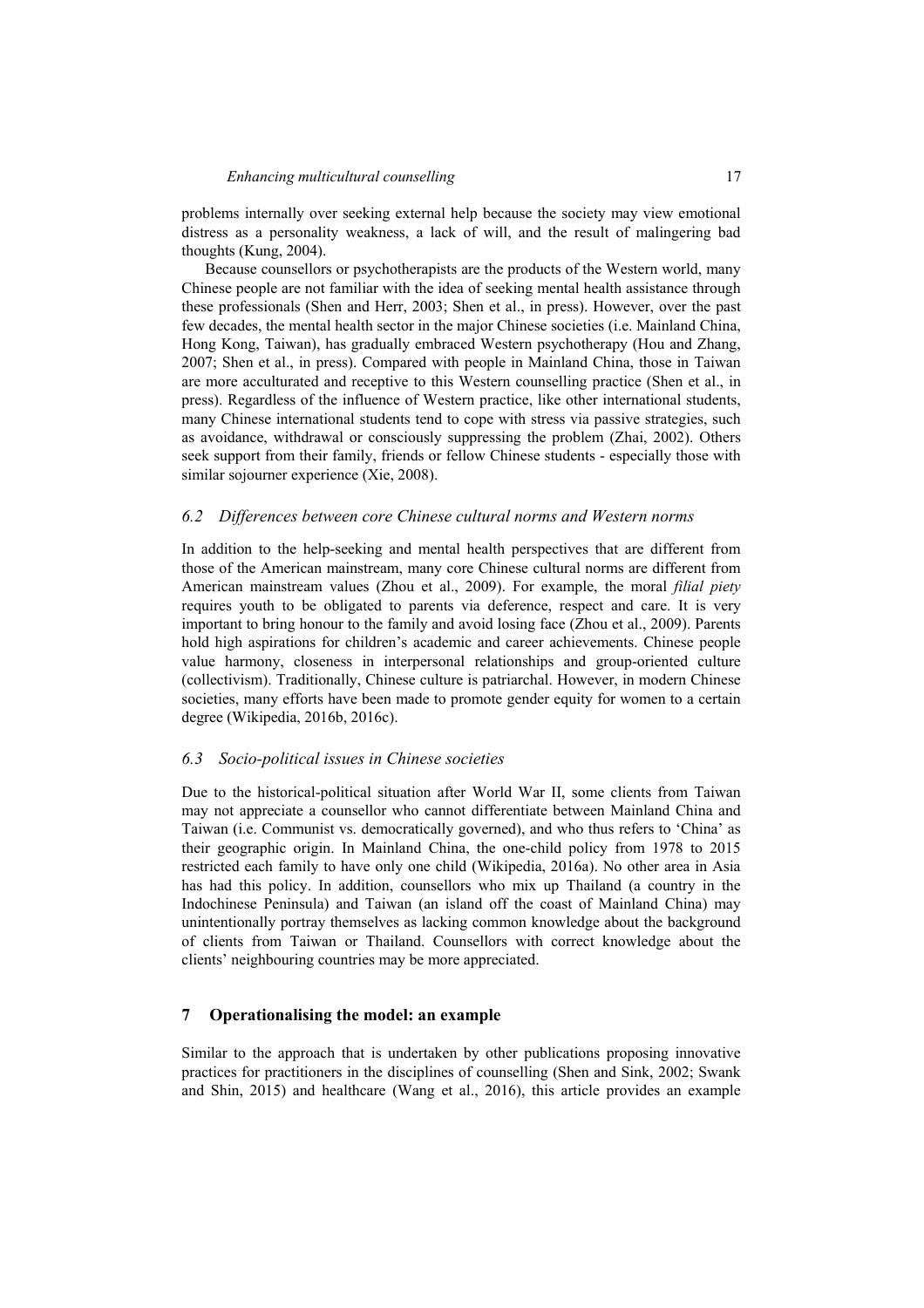problems internally over seeking external help because the society may view emotional distress as a personality weakness, a lack of will, and the result of malingering bad thoughts (Kung, 2004).

Because counsellors or psychotherapists are the products of the Western world, many Chinese people are not familiar with the idea of seeking mental health assistance through these professionals (Shen and Herr, 2003; Shen et al., in press). However, over the past few decades, the mental health sector in the major Chinese societies (i.e. Mainland China, Hong Kong, Taiwan), has gradually embraced Western psychotherapy (Hou and Zhang, 2007; Shen et al., in press). Compared with people in Mainland China, those in Taiwan are more acculturated and receptive to this Western counselling practice (Shen et al., in press). Regardless of the influence of Western practice, like other international students, many Chinese international students tend to cope with stress via passive strategies, such as avoidance, withdrawal or consciously suppressing the problem (Zhai, 2002). Others seek support from their family, friends or fellow Chinese students - especially those with similar sojourner experience (Xie, 2008).

### *6.2 Differences between core Chinese cultural norms and Western norms*

In addition to the help-seeking and mental health perspectives that are different from those of the American mainstream, many core Chinese cultural norms are different from American mainstream values (Zhou et al., 2009). For example, the moral *filial piety* requires youth to be obligated to parents via deference, respect and care. It is very important to bring honour to the family and avoid losing face (Zhou et al., 2009). Parents hold high aspirations for children's academic and career achievements. Chinese people value harmony, closeness in interpersonal relationships and group-oriented culture (collectivism). Traditionally, Chinese culture is patriarchal. However, in modern Chinese societies, many efforts have been made to promote gender equity for women to a certain degree (Wikipedia, 2016b, 2016c).

### *6.3 Socio-political issues in Chinese societies*

Due to the historical-political situation after World War II, some clients from Taiwan may not appreciate a counsellor who cannot differentiate between Mainland China and Taiwan (i.e. Communist vs. democratically governed), and who thus refers to 'China' as their geographic origin. In Mainland China, the one-child policy from 1978 to 2015 restricted each family to have only one child (Wikipedia, 2016a). No other area in Asia has had this policy. In addition, counsellors who mix up Thailand (a country in the Indochinese Peninsula) and Taiwan (an island off the coast of Mainland China) may unintentionally portray themselves as lacking common knowledge about the background of clients from Taiwan or Thailand. Counsellors with correct knowledge about the clients' neighbouring countries may be more appreciated.

## 7 Operationalising the model: an example

Similar to the approach that is undertaken by other publications proposing innovative practices for practitioners in the disciplines of counselling (Shen and Sink, 2002; Swank and Shin, 2015) and healthcare (Wang et al., 2016), this article provides an example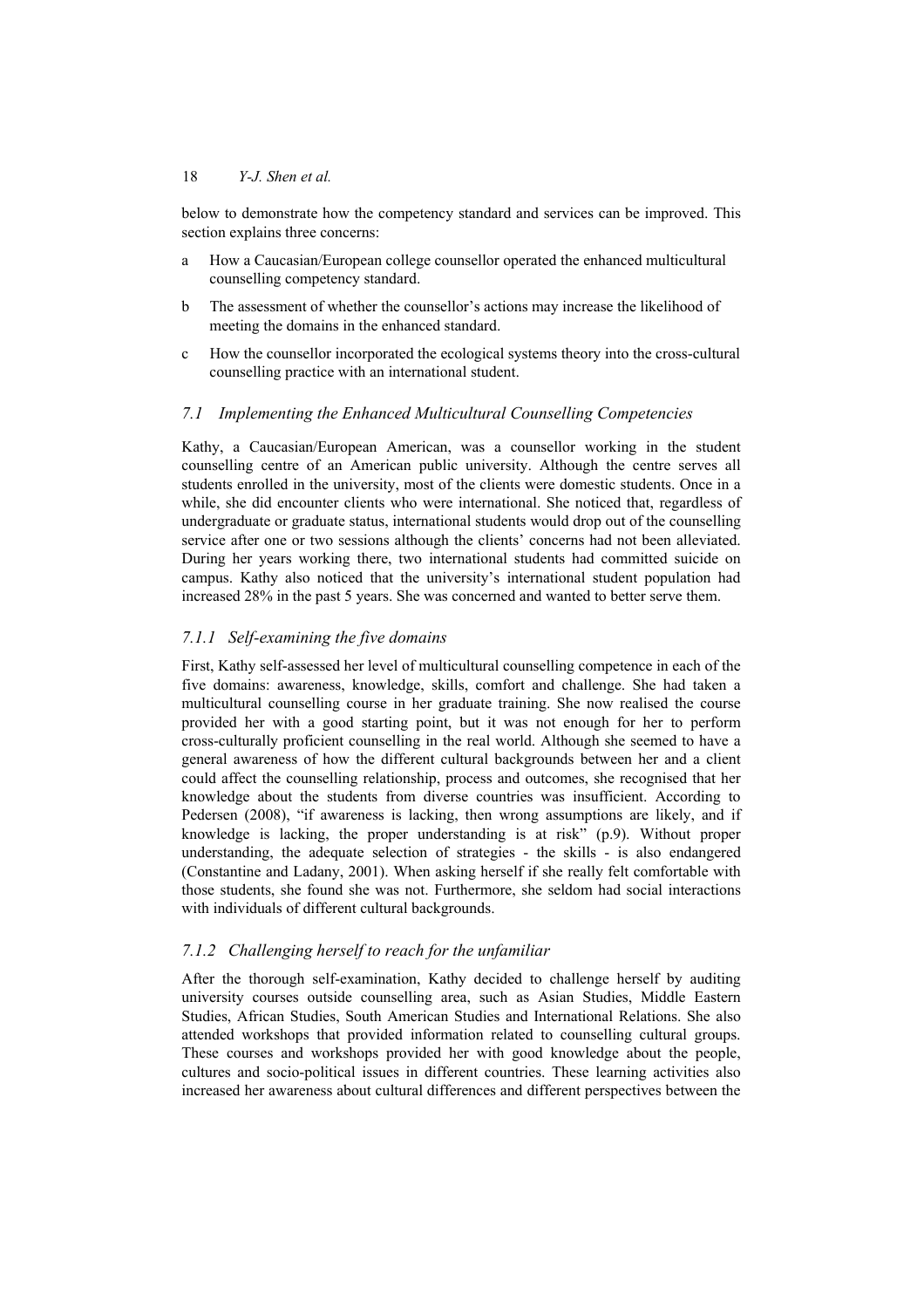below to demonstrate how the competency standard and services can be improved. This section explains three concerns:

a How a Caucasian/European college counsellor operated the enhanced multicultural counselling competency standard.

b The assessment of whether the counsellor's actions may increase the likelihood of meeting the domains in the enhanced standard.

c How the counsellor incorporated the ecological systems theory into the cross-cultural counselling practice with an international student.

### *7.1 Implementing the Enhanced Multicultural Counselling Competencies*

Kathy, a Caucasian/European American, was a counsellor working in the student counselling centre of an American public university. Although the centre serves all students enrolled in the university, most of the clients were domestic students. Once in a while, she did encounter clients who were international. She noticed that, regardless of undergraduate or graduate status, international students would drop out of the counselling service after one or two sessions although the clients' concerns had not been alleviated. During her years working there, two international students had committed suicide on campus. Kathy also noticed that the university's international student population had increased 28% in the past 5 years. She was concerned and wanted to better serve them.

#### *7.1.1 Self-examining the five domains*

First, Kathy self-assessed her level of multicultural counselling competence in each of the five domains: awareness, knowledge, skills, comfort and challenge. She had taken a multicultural counselling course in her graduate training. She now realised the course provided her with a good starting point, but it was not enough for her to perform cross-culturally proficient counselling in the real world. Although she seemed to have a general awareness of how the different cultural backgrounds between her and a client could affect the counselling relationship, process and outcomes, she recognised that her knowledge about the students from diverse countries was insufficient. According to Pedersen (2008), "if awareness is lacking, then wrong assumptions are likely, and if knowledge is lacking, the proper understanding is at risk" (p.9). Without proper understanding, the adequate selection of strategies - the skills - is also endangered (Constantine and Ladany, 2001). When asking herself if she really felt comfortable with those students, she found she was not. Furthermore, she seldom had social interactions with individuals of different cultural backgrounds.

#### *7.1.2 Challenging herself to reach for the unfamiliar*

After the thorough self-examination, Kathy decided to challenge herself by auditing university courses outside counselling area, such as Asian Studies, Middle Eastern Studies, African Studies, South American Studies and International Relations. She also attended workshops that provided information related to counselling cultural groups. These courses and workshops provided her with good knowledge about the people, cultures and socio-political issues in different countries. These learning activities also increased her awareness about cultural differences and different perspectives between the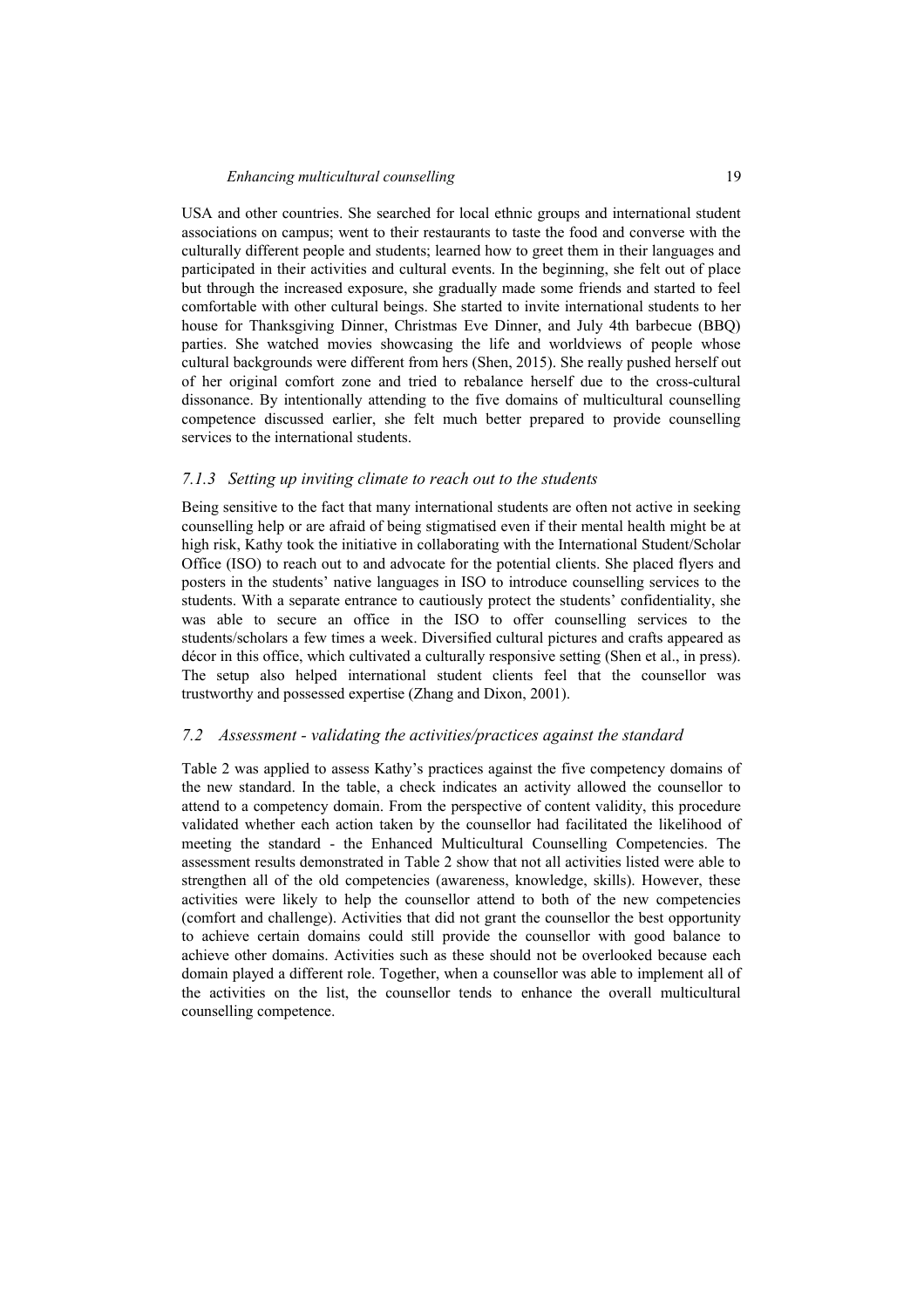USA and other countries. She searched for local ethnic groups and international student associations on campus; went to their restaurants to taste the food and converse with the culturally different people and students; learned how to greet them in their languages and participated in their activities and cultural events. In the beginning, she felt out of place but through the increased exposure, she gradually made some friends and started to feel comfortable with other cultural beings. She started to invite international students to her house for Thanksgiving Dinner, Christmas Eve Dinner, and July 4th barbecue (BBQ) parties. She watched movies showcasing the life and worldviews of people whose cultural backgrounds were different from hers (Shen, 2015). She really pushed herself out of her original comfort zone and tried to rebalance herself due to the cross-cultural dissonance. By intentionally attending to the five domains of multicultural counselling competence discussed earlier, she felt much better prepared to provide counselling services to the international students.

### *7.1.3 Setting up inviting climate to reach out to the students*

Being sensitive to the fact that many international students are often not active in seeking counselling help or are afraid of being stigmatised even if their mental health might be at high risk, Kathy took the initiative in collaborating with the International Student/Scholar Office (ISO) to reach out to and advocate for the potential clients. She placed flyers and posters in the students' native languages in ISO to introduce counselling services to the students. With a separate entrance to cautiously protect the students' confidentiality, she was able to secure an office in the ISO to offer counselling services to the students/scholars a few times a week. Diversified cultural pictures and crafts appeared as décor in this office, which cultivated a culturally responsive setting (Shen et al., in press). The setup also helped international student clients feel that the counsellor was trustworthy and possessed expertise (Zhang and Dixon, 2001).

## *7.2 Assessment - validating the activities/practices against the standard*

Table 2 was applied to assess Kathy's practices against the five competency domains of the new standard. In the table, a check indicates an activity allowed the counsellor to attend to a competency domain. From the perspective of content validity, this procedure validated whether each action taken by the counsellor had facilitated the likelihood of meeting the standard - the Enhanced Multicultural Counselling Competencies. The assessment results demonstrated in Table 2 show that not all activities listed were able to strengthen all of the old competencies (awareness, knowledge, skills). However, these activities were likely to help the counsellor attend to both of the new competencies (comfort and challenge). Activities that did not grant the counsellor the best opportunity to achieve certain domains could still provide the counsellor with good balance to achieve other domains. Activities such as these should not be overlooked because each domain played a different role. Together, when a counsellor was able to implement all of the activities on the list, the counsellor tends to enhance the overall multicultural counselling competence.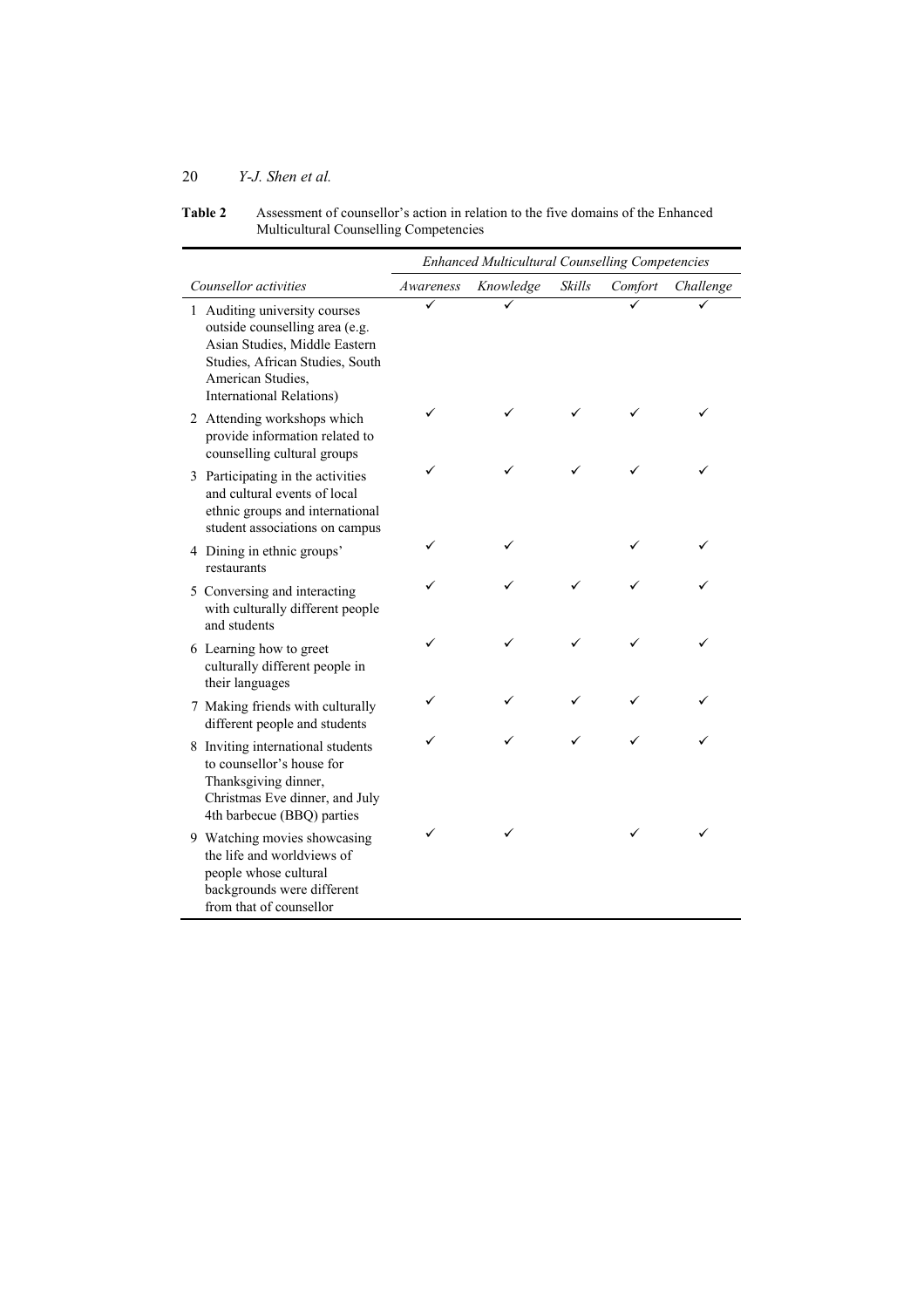**Table 2** Assessment of counsellor's action in relation to the five domains of the Enhanced Multicultural Counselling Competencies

| | *Enhanced Multicultural Counselling Competencies* | | | | |
|---|---|---|---|---|---|
| *Counsellor activities* | *Awareness* | *Knowledge* | *Skills* | *Comfort* | *Challenge* |
| 1 Auditing university courses outside counselling area (e.g. Asian Studies, Middle Eastern Studies, African Studies, South American Studies, International Relations) | ✓ | ✓ | | ✓ | ✓ |
| 2 Attending workshops which provide information related to counselling cultural groups | ✓ | ✓ | ✓ | ✓ | ✓ |
| 3 Participating in the activities and cultural events of local ethnic groups and international student associations on campus | ✓ | ✓ | ✓ | ✓ | ✓ |
| 4 Dining in ethnic groups' restaurants | ✓ | ✓ | | ✓ | ✓ |
| 5 Conversing and interacting with culturally different people and students | ✓ | ✓ | ✓ | ✓ | ✓ |
| 6 Learning how to greet culturally different people in their languages | ✓ | ✓ | ✓ | ✓ | ✓ |
| 7 Making friends with culturally different people and students | ✓ | ✓ | ✓ | ✓ | ✓ |
| 8 Inviting international students to counsellor's house for Thanksgiving dinner, Christmas Eve dinner, and July 4th barbecue (BBQ) parties | ✓ | ✓ | ✓ | ✓ | ✓ |
| 9 Watching movies showcasing the life and worldviews of people whose cultural backgrounds were different from that of counsellor | ✓ | ✓ | | ✓ | ✓ |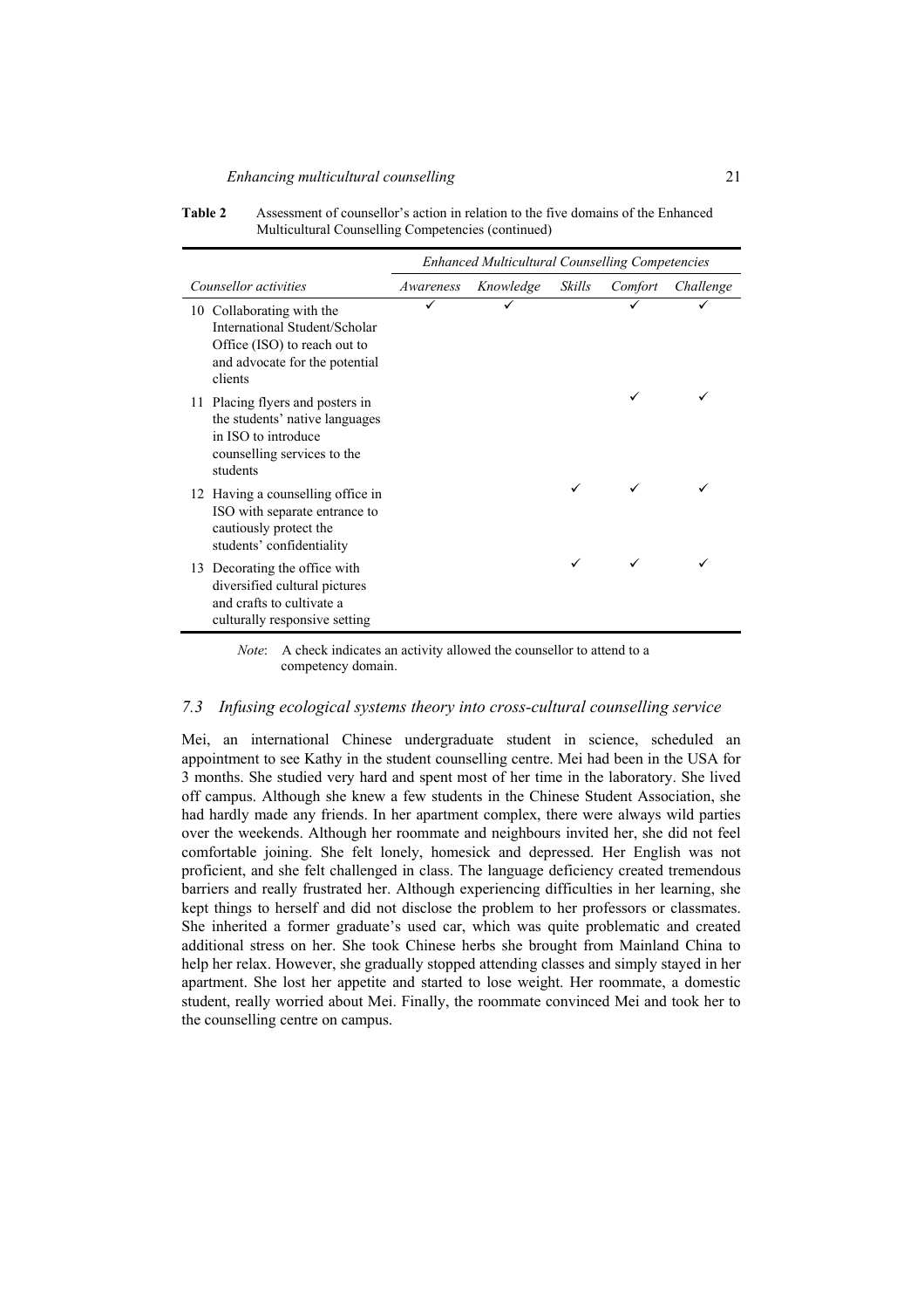**Table 2** Assessment of counsellor's action in relation to the five domains of the Enhanced Multicultural Counselling Competencies (continued)

| Counsellor activities | *Enhanced Multicultural Counselling Competencies* | | | | |
|---|---|---|---|---|---|
| | *Awareness* | *Knowledge* | *Skills* | *Comfort* | *Challenge* |
| 10 Collaborating with the International Student/Scholar Office (ISO) to reach out to and advocate for the potential clients | ✓ | ✓ | | ✓ | ✓ |
| 11 Placing flyers and posters in the students' native languages in ISO to introduce counselling services to the students | | | | ✓ | ✓ |
| 12 Having a counselling office in ISO with separate entrance to cautiously protect the students' confidentiality | | | ✓ | ✓ | ✓ |
| 13 Decorating the office with diversified cultural pictures and crafts to cultivate a culturally responsive setting | | | ✓ | ✓ | ✓ |

*Note*: A check indicates an activity allowed the counsellor to attend to a competency domain.

### *7.3 Infusing ecological systems theory into cross-cultural counselling service*

Mei, an international Chinese undergraduate student in science, scheduled an appointment to see Kathy in the student counselling centre. Mei had been in the USA for 3 months. She studied very hard and spent most of her time in the laboratory. She lived off campus. Although she knew a few students in the Chinese Student Association, she had hardly made any friends. In her apartment complex, there were always wild parties over the weekends. Although her roommate and neighbours invited her, she did not feel comfortable joining. She felt lonely, homesick and depressed. Her English was not proficient, and she felt challenged in class. The language deficiency created tremendous barriers and really frustrated her. Although experiencing difficulties in her learning, she kept things to herself and did not disclose the problem to her professors or classmates. She inherited a former graduate's used car, which was quite problematic and created additional stress on her. She took Chinese herbs she brought from Mainland China to help her relax. However, she gradually stopped attending classes and simply stayed in her apartment. She lost her appetite and started to lose weight. Her roommate, a domestic student, really worried about Mei. Finally, the roommate convinced Mei and took her to the counselling centre on campus.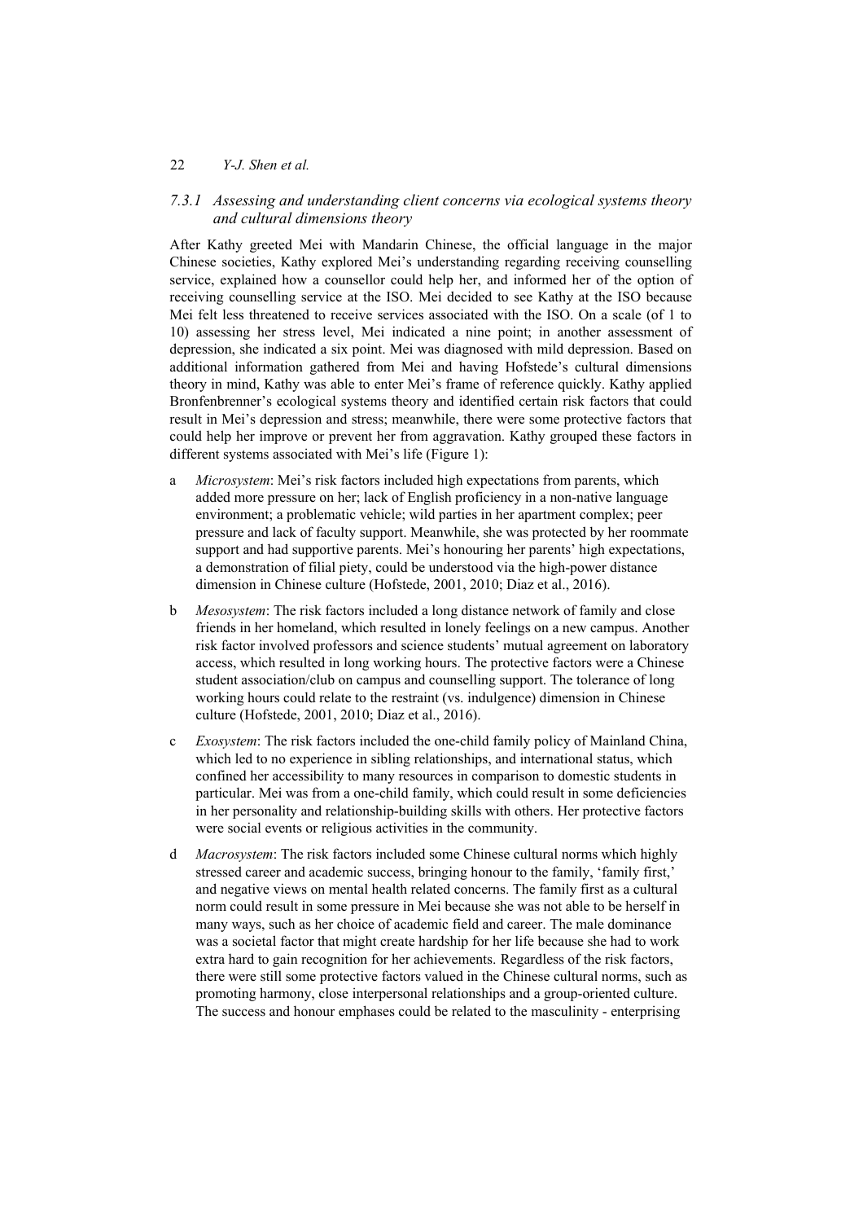### 7.3.1 *Assessing and understanding client concerns via ecological systems theory and cultural dimensions theory*

After Kathy greeted Mei with Mandarin Chinese, the official language in the major Chinese societies, Kathy explored Mei's understanding regarding receiving counselling service, explained how a counsellor could help her, and informed her of the option of receiving counselling service at the ISO. Mei decided to see Kathy at the ISO because Mei felt less threatened to receive services associated with the ISO. On a scale (of 1 to 10) assessing her stress level, Mei indicated a nine point; in another assessment of depression, she indicated a six point. Mei was diagnosed with mild depression. Based on additional information gathered from Mei and having Hofstede's cultural dimensions theory in mind, Kathy was able to enter Mei's frame of reference quickly. Kathy applied Bronfenbrenner's ecological systems theory and identified certain risk factors that could result in Mei's depression and stress; meanwhile, there were some protective factors that could help her improve or prevent her from aggravation. Kathy grouped these factors in different systems associated with Mei's life (Figure 1):

a *Microsystem*: Mei's risk factors included high expectations from parents, which added more pressure on her; lack of English proficiency in a non-native language environment; a problematic vehicle; wild parties in her apartment complex; peer pressure and lack of faculty support. Meanwhile, she was protected by her roommate support and had supportive parents. Mei's honouring her parents' high expectations, a demonstration of filial piety, could be understood via the high-power distance dimension in Chinese culture (Hofstede, 2001, 2010; Diaz et al., 2016).

b *Mesosystem*: The risk factors included a long distance network of family and close friends in her homeland, which resulted in lonely feelings on a new campus. Another risk factor involved professors and science students' mutual agreement on laboratory access, which resulted in long working hours. The protective factors were a Chinese student association/club on campus and counselling support. The tolerance of long working hours could relate to the restraint (vs. indulgence) dimension in Chinese culture (Hofstede, 2001, 2010; Diaz et al., 2016).

c *Exosystem*: The risk factors included the one-child family policy of Mainland China, which led to no experience in sibling relationships, and international status, which confined her accessibility to many resources in comparison to domestic students in particular. Mei was from a one-child family, which could result in some deficiencies in her personality and relationship-building skills with others. Her protective factors were social events or religious activities in the community.

d *Macrosystem*: The risk factors included some Chinese cultural norms which highly stressed career and academic success, bringing honour to the family, 'family first,' and negative views on mental health related concerns. The family first as a cultural norm could result in some pressure in Mei because she was not able to be herself in many ways, such as her choice of academic field and career. The male dominance was a societal factor that might create hardship for her life because she had to work extra hard to gain recognition for her achievements. Regardless of the risk factors, there were still some protective factors valued in the Chinese cultural norms, such as promoting harmony, close interpersonal relationships and a group-oriented culture. The success and honour emphases could be related to the masculinity - enterprising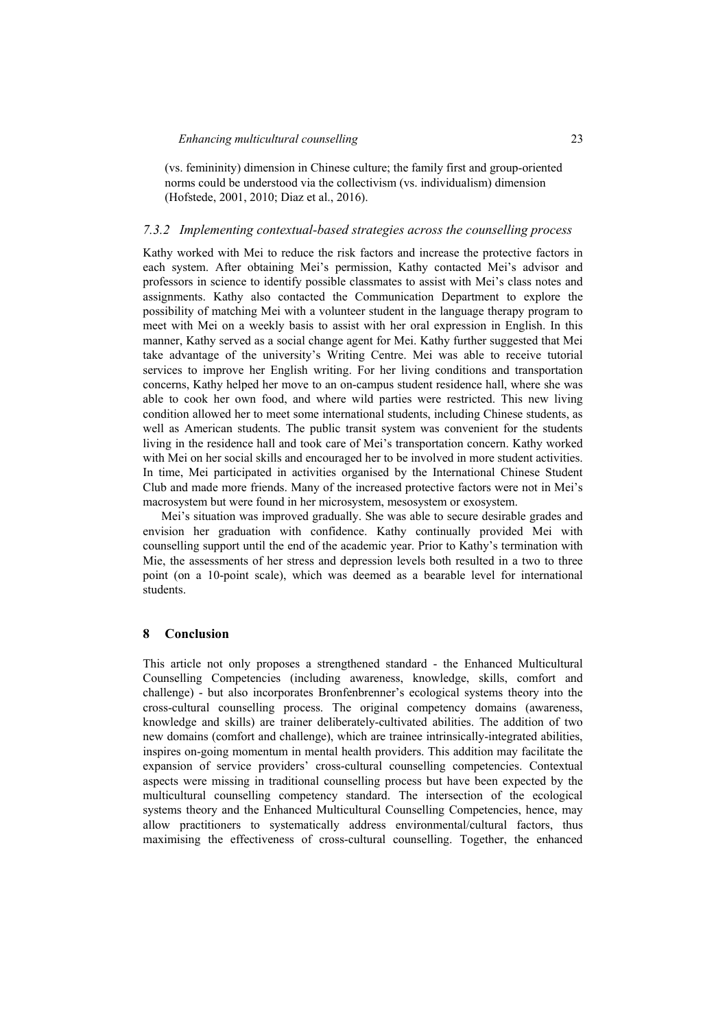(vs. femininity) dimension in Chinese culture; the family first and group-oriented norms could be understood via the collectivism (vs. individualism) dimension (Hofstede, 2001, 2010; Diaz et al., 2016).

### *7.3.2 Implementing contextual-based strategies across the counselling process*

Kathy worked with Mei to reduce the risk factors and increase the protective factors in each system. After obtaining Mei's permission, Kathy contacted Mei's advisor and professors in science to identify possible classmates to assist with Mei's class notes and assignments. Kathy also contacted the Communication Department to explore the possibility of matching Mei with a volunteer student in the language therapy program to meet with Mei on a weekly basis to assist with her oral expression in English. In this manner, Kathy served as a social change agent for Mei. Kathy further suggested that Mei take advantage of the university's Writing Centre. Mei was able to receive tutorial services to improve her English writing. For her living conditions and transportation concerns, Kathy helped her move to an on-campus student residence hall, where she was able to cook her own food, and where wild parties were restricted. This new living condition allowed her to meet some international students, including Chinese students, as well as American students. The public transit system was convenient for the students living in the residence hall and took care of Mei's transportation concern. Kathy worked with Mei on her social skills and encouraged her to be involved in more student activities. In time, Mei participated in activities organised by the International Chinese Student Club and made more friends. Many of the increased protective factors were not in Mei's macrosystem but were found in her microsystem, mesosystem or exosystem.

Mei's situation was improved gradually. She was able to secure desirable grades and envision her graduation with confidence. Kathy continually provided Mei with counselling support until the end of the academic year. Prior to Kathy's termination with Mie, the assessments of her stress and depression levels both resulted in a two to three point (on a 10-point scale), which was deemed as a bearable level for international students.

## 8 Conclusion

This article not only proposes a strengthened standard - the Enhanced Multicultural Counselling Competencies (including awareness, knowledge, skills, comfort and challenge) - but also incorporates Bronfenbrenner's ecological systems theory into the cross-cultural counselling process. The original competency domains (awareness, knowledge and skills) are trainer deliberately-cultivated abilities. The addition of two new domains (comfort and challenge), which are trainee intrinsically-integrated abilities, inspires on-going momentum in mental health providers. This addition may facilitate the expansion of service providers' cross-cultural counselling competencies. Contextual aspects were missing in traditional counselling process but have been expected by the multicultural counselling competency standard. The intersection of the ecological systems theory and the Enhanced Multicultural Counselling Competencies, hence, may allow practitioners to systematically address environmental/cultural factors, thus maximising the effectiveness of cross-cultural counselling. Together, the enhanced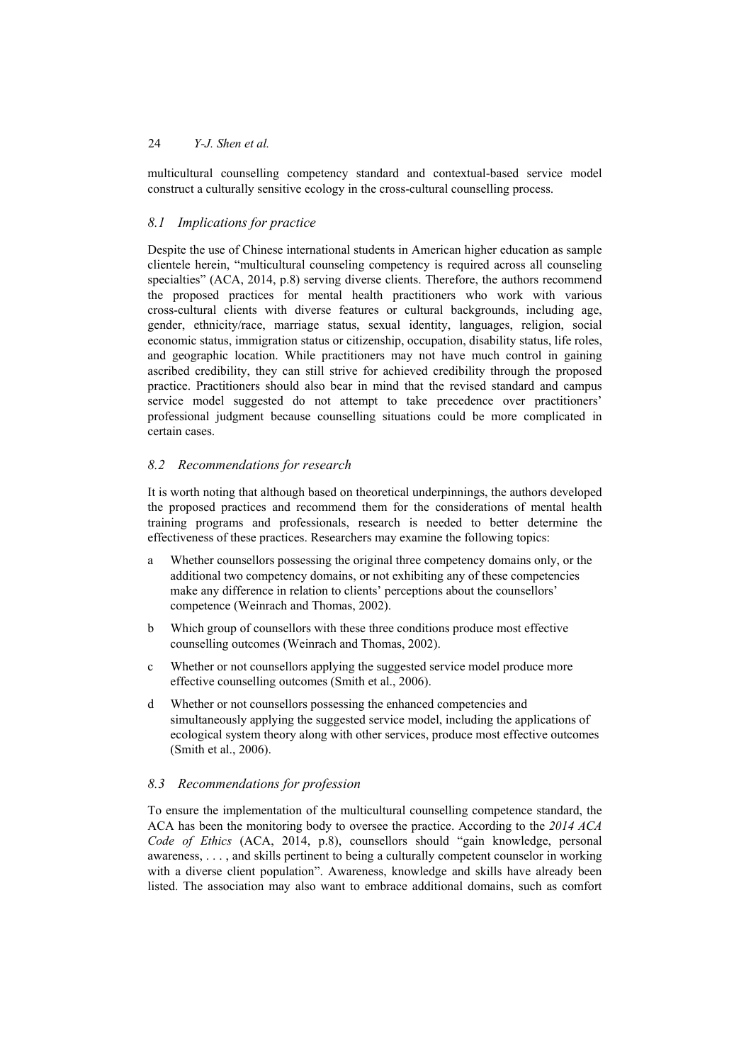multicultural counselling competency standard and contextual-based service model construct a culturally sensitive ecology in the cross-cultural counselling process.

### *8.1 Implications for practice*

Despite the use of Chinese international students in American higher education as sample clientele herein, "multicultural counseling competency is required across all counseling specialties" (ACA, 2014, p.8) serving diverse clients. Therefore, the authors recommend the proposed practices for mental health practitioners who work with various cross-cultural clients with diverse features or cultural backgrounds, including age, gender, ethnicity/race, marriage status, sexual identity, languages, religion, social economic status, immigration status or citizenship, occupation, disability status, life roles, and geographic location. While practitioners may not have much control in gaining ascribed credibility, they can still strive for achieved credibility through the proposed practice. Practitioners should also bear in mind that the revised standard and campus service model suggested do not attempt to take precedence over practitioners' professional judgment because counselling situations could be more complicated in certain cases.

### *8.2 Recommendations for research*

It is worth noting that although based on theoretical underpinnings, the authors developed the proposed practices and recommend them for the considerations of mental health training programs and professionals, research is needed to better determine the effectiveness of these practices. Researchers may examine the following topics:

a Whether counsellors possessing the original three competency domains only, or the additional two competency domains, or not exhibiting any of these competencies make any difference in relation to clients' perceptions about the counsellors' competence (Weinrach and Thomas, 2002).

b Which group of counsellors with these three conditions produce most effective counselling outcomes (Weinrach and Thomas, 2002).

c Whether or not counsellors applying the suggested service model produce more effective counselling outcomes (Smith et al., 2006).

d Whether or not counsellors possessing the enhanced competencies and simultaneously applying the suggested service model, including the applications of ecological system theory along with other services, produce most effective outcomes (Smith et al., 2006).

### *8.3 Recommendations for profession*

To ensure the implementation of the multicultural counselling competence standard, the ACA has been the monitoring body to oversee the practice. According to the *2014 ACA Code of Ethics* (ACA, 2014, p.8), counsellors should "gain knowledge, personal awareness, . . . , and skills pertinent to being a culturally competent counselor in working with a diverse client population". Awareness, knowledge and skills have already been listed. The association may also want to embrace additional domains, such as comfort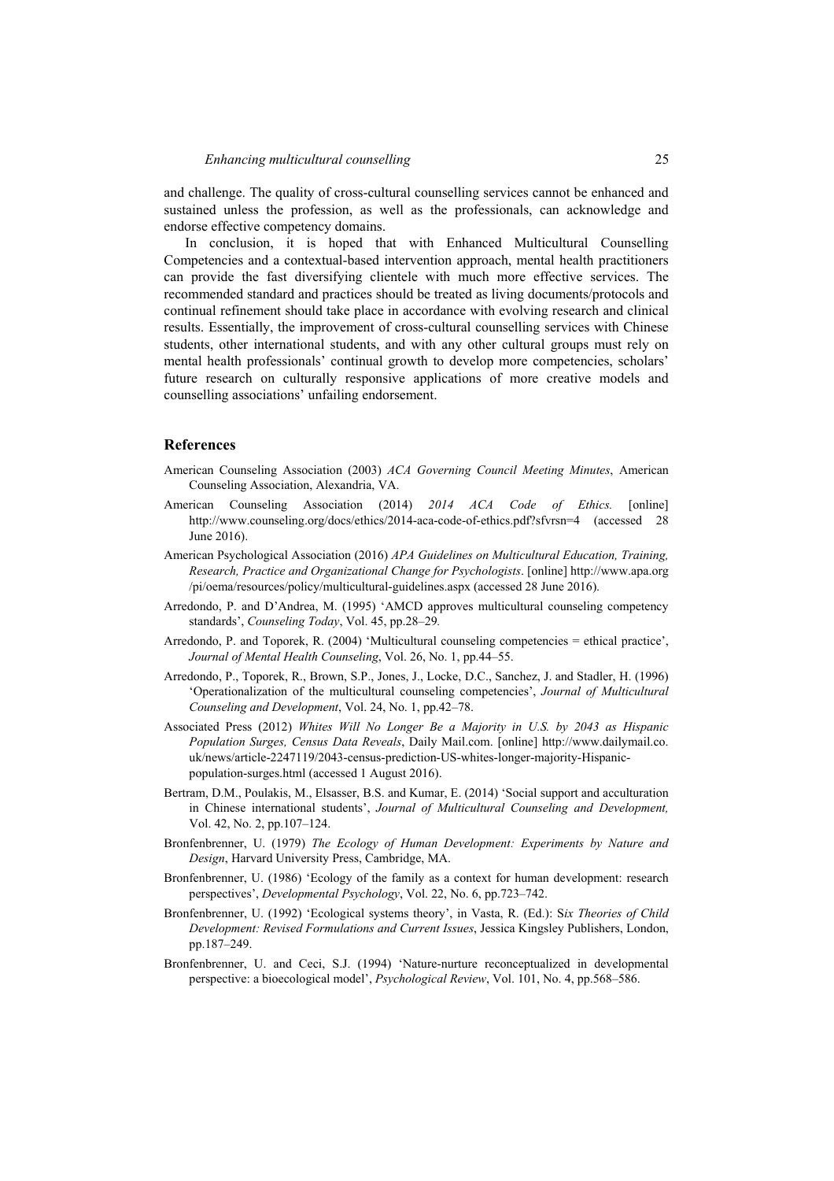and challenge. The quality of cross-cultural counselling services cannot be enhanced and sustained unless the profession, as well as the professionals, can acknowledge and endorse effective competency domains.

In conclusion, it is hoped that with Enhanced Multicultural Counselling Competencies and a contextual-based intervention approach, mental health practitioners can provide the fast diversifying clientele with much more effective services. The recommended standard and practices should be treated as living documents/protocols and continual refinement should take place in accordance with evolving research and clinical results. Essentially, the improvement of cross-cultural counselling services with Chinese students, other international students, and with any other cultural groups must rely on mental health professionals' continual growth to develop more competencies, scholars' future research on culturally responsive applications of more creative models and counselling associations' unfailing endorsement.

## References

American Counseling Association (2003) *ACA Governing Council Meeting Minutes*, American Counseling Association, Alexandria, VA.

American Counseling Association (2014) *2014 ACA Code of Ethics.* [online] http://www.counseling.org/docs/ethics/2014-aca-code-of-ethics.pdf?sfvrsn=4 (accessed 28 June 2016).

American Psychological Association (2016) *APA Guidelines on Multicultural Education, Training, Research, Practice and Organizational Change for Psychologists*. [online] http://www.apa.org/pi/oema/resources/policy/multicultural-guidelines.aspx (accessed 28 June 2016).

Arredondo, P. and D'Andrea, M. (1995) 'AMCD approves multicultural counseling competency standards', *Counseling Today*, Vol. 45, pp.28–29.

Arredondo, P. and Toporek, R. (2004) 'Multicultural counseling competencies = ethical practice', *Journal of Mental Health Counseling*, Vol. 26, No. 1, pp.44–55.

Arredondo, P., Toporek, R., Brown, S.P., Jones, J., Locke, D.C., Sanchez, J. and Stadler, H. (1996) 'Operationalization of the multicultural counseling competencies', *Journal of Multicultural Counseling and Development*, Vol. 24, No. 1, pp.42–78.

Associated Press (2012) *Whites Will No Longer Be a Majority in U.S. by 2043 as Hispanic Population Surges, Census Data Reveals*, Daily Mail.com. [online] http://www.dailymail.co.uk/news/article-2247119/2043-census-prediction-US-whites-longer-majority-Hispanic-population-surges.html (accessed 1 August 2016).

Bertram, D.M., Poulakis, M., Elsasser, B.S. and Kumar, E. (2014) 'Social support and acculturation in Chinese international students', *Journal of Multicultural Counseling and Development,* Vol. 42, No. 2, pp.107–124.

Bronfenbrenner, U. (1979) *The Ecology of Human Development: Experiments by Nature and Design*, Harvard University Press, Cambridge, MA.

Bronfenbrenner, U. (1986) 'Ecology of the family as a context for human development: research perspectives', *Developmental Psychology*, Vol. 22, No. 6, pp.723–742.

Bronfenbrenner, U. (1992) 'Ecological systems theory', in Vasta, R. (Ed.): S*ix Theories of Child Development: Revised Formulations and Current Issues*, Jessica Kingsley Publishers, London, pp.187–249.

Bronfenbrenner, U. and Ceci, S.J. (1994) 'Nature-nurture reconceptualized in developmental perspective: a bioecological model', *Psychological Review*, Vol. 101, No. 4, pp.568–586.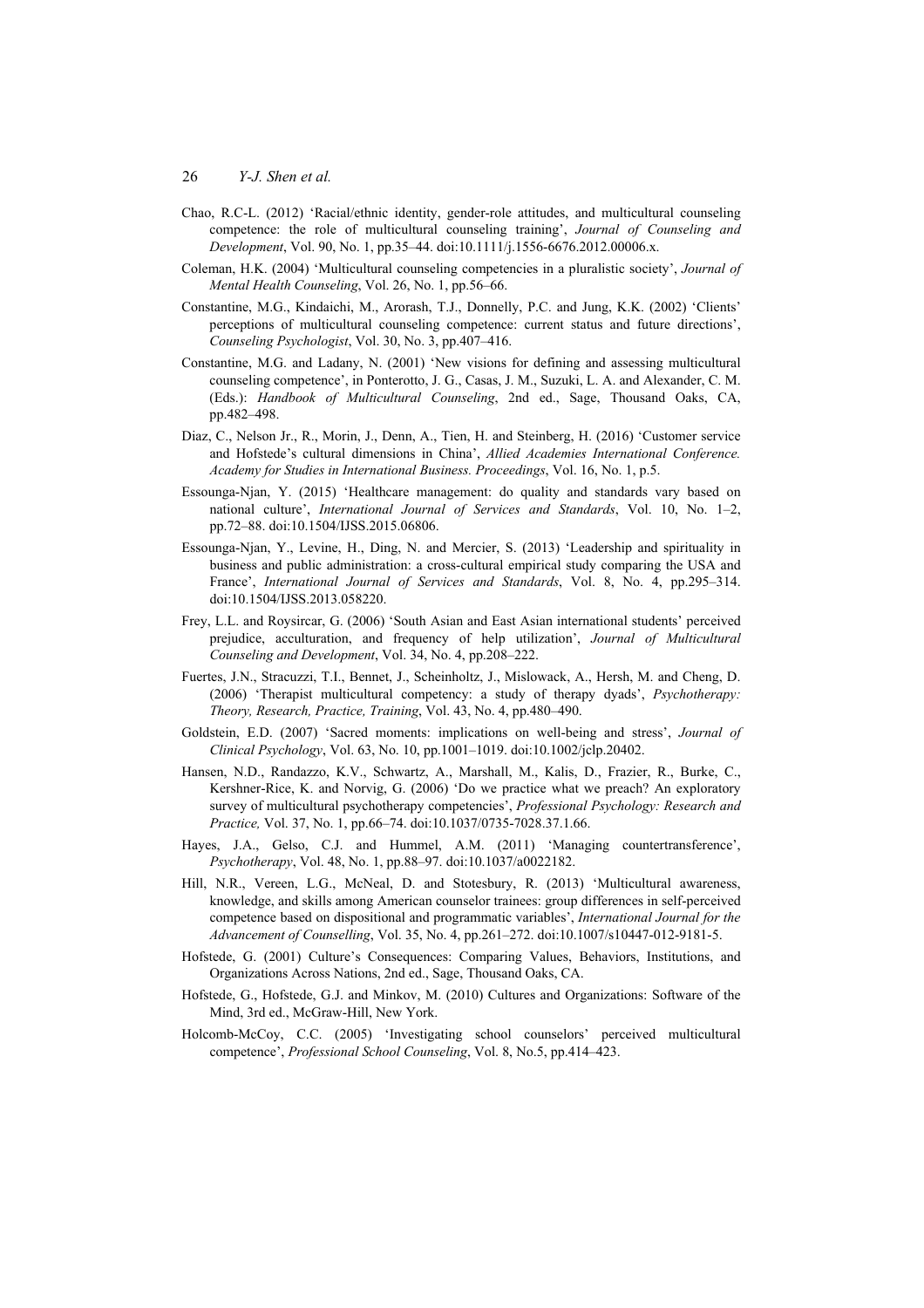Chao, R.C-L. (2012) 'Racial/ethnic identity, gender-role attitudes, and multicultural counseling competence: the role of multicultural counseling training', *Journal of Counseling and Development*, Vol. 90, No. 1, pp.35–44. doi:10.1111/j.1556-6676.2012.00006.x.

Coleman, H.K. (2004) 'Multicultural counseling competencies in a pluralistic society', *Journal of Mental Health Counseling*, Vol. 26, No. 1, pp.56–66.

Constantine, M.G., Kindaichi, M., Arorash, T.J., Donnelly, P.C. and Jung, K.K. (2002) 'Clients' perceptions of multicultural counseling competence: current status and future directions', *Counseling Psychologist*, Vol. 30, No. 3, pp.407–416.

Constantine, M.G. and Ladany, N. (2001) 'New visions for defining and assessing multicultural counseling competence', in Ponterotto, J. G., Casas, J. M., Suzuki, L. A. and Alexander, C. M. (Eds.): *Handbook of Multicultural Counseling*, 2nd ed., Sage, Thousand Oaks, CA, pp.482–498.

Diaz, C., Nelson Jr., R., Morin, J., Denn, A., Tien, H. and Steinberg, H. (2016) 'Customer service and Hofstede's cultural dimensions in China', *Allied Academies International Conference. Academy for Studies in International Business. Proceedings*, Vol. 16, No. 1, p.5.

Essounga-Njan, Y. (2015) 'Healthcare management: do quality and standards vary based on national culture', *International Journal of Services and Standards*, Vol. 10, No. 1–2, pp.72–88. doi:10.1504/IJSS.2015.06806.

Essounga-Njan, Y., Levine, H., Ding, N. and Mercier, S. (2013) 'Leadership and spirituality in business and public administration: a cross-cultural empirical study comparing the USA and France', *International Journal of Services and Standards*, Vol. 8, No. 4, pp.295–314. doi:10.1504/IJSS.2013.058220.

Frey, L.L. and Roysircar, G. (2006) 'South Asian and East Asian international students' perceived prejudice, acculturation, and frequency of help utilization', *Journal of Multicultural Counseling and Development*, Vol. 34, No. 4, pp.208–222.

Fuertes, J.N., Stracuzzi, T.I., Bennet, J., Scheinholtz, J., Mislowack, A., Hersh, M. and Cheng, D. (2006) 'Therapist multicultural competency: a study of therapy dyads', *Psychotherapy: Theory, Research, Practice, Training*, Vol. 43, No. 4, pp.480–490.

Goldstein, E.D. (2007) 'Sacred moments: implications on well-being and stress', *Journal of Clinical Psychology*, Vol. 63, No. 10, pp.1001–1019. doi:10.1002/jclp.20402.

Hansen, N.D., Randazzo, K.V., Schwartz, A., Marshall, M., Kalis, D., Frazier, R., Burke, C., Kershner-Rice, K. and Norvig, G. (2006) 'Do we practice what we preach? An exploratory survey of multicultural psychotherapy competencies', *Professional Psychology: Research and Practice,* Vol. 37, No. 1, pp.66–74. doi:10.1037/0735-7028.37.1.66.

Hayes, J.A., Gelso, C.J. and Hummel, A.M. (2011) 'Managing countertransference', *Psychotherapy*, Vol. 48, No. 1, pp.88–97. doi:10.1037/a0022182.

Hill, N.R., Vereen, L.G., McNeal, D. and Stotesbury, R. (2013) 'Multicultural awareness, knowledge, and skills among American counselor trainees: group differences in self-perceived competence based on dispositional and programmatic variables', *International Journal for the Advancement of Counselling*, Vol. 35, No. 4, pp.261–272. doi:10.1007/s10447-012-9181-5.

Hofstede, G. (2001) Culture's Consequences: Comparing Values, Behaviors, Institutions, and Organizations Across Nations, 2nd ed., Sage, Thousand Oaks, CA.

Hofstede, G., Hofstede, G.J. and Minkov, M. (2010) Cultures and Organizations: Software of the Mind, 3rd ed., McGraw-Hill, New York.

Holcomb-McCoy, C.C. (2005) 'Investigating school counselors' perceived multicultural competence', *Professional School Counseling*, Vol. 8, No.5, pp.414–423.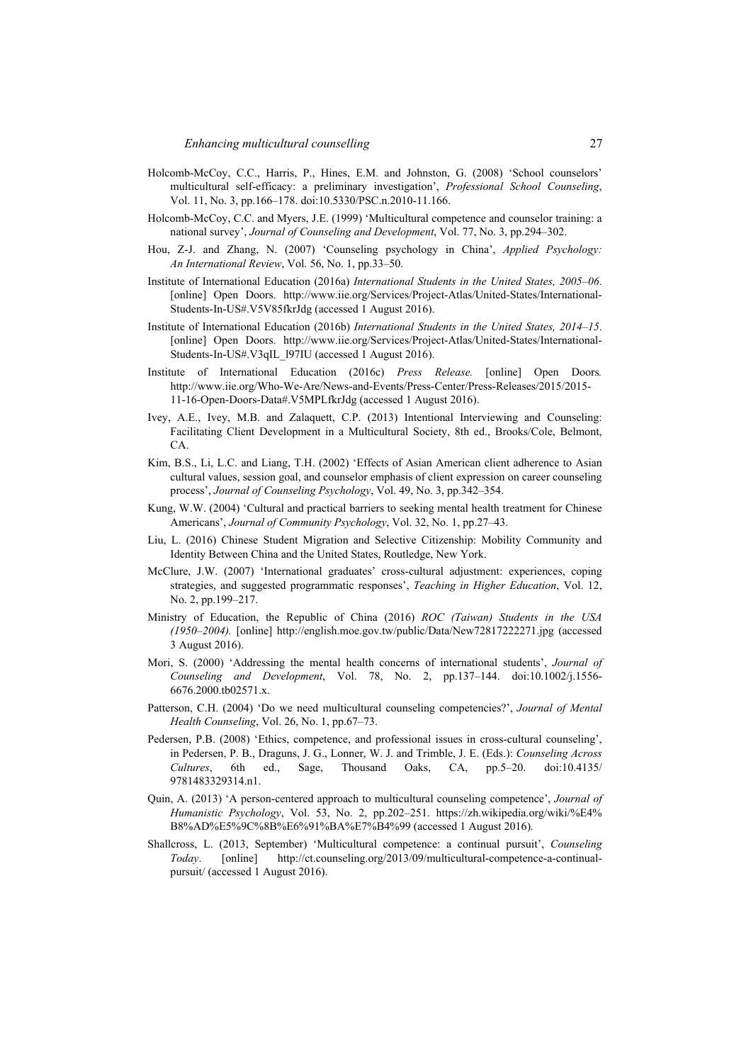Holcomb-McCoy, C.C., Harris, P., Hines, E.M. and Johnston, G. (2008) 'School counselors' multicultural self-efficacy: a preliminary investigation', *Professional School Counseling*, Vol. 11, No. 3, pp.166–178. doi:10.5330/PSC.n.2010-11.166.

Holcomb-McCoy, C.C. and Myers, J.E. (1999) 'Multicultural competence and counselor training: a national survey', *Journal of Counseling and Development*, Vol. 77, No. 3, pp.294–302.

Hou, Z-J. and Zhang, N. (2007) 'Counseling psychology in China', *Applied Psychology: An International Review*, Vol. 56, No. 1, pp.33–50.

Institute of International Education (2016a) *International Students in the United States, 2005–06*. [online] Open Doors. http://www.iie.org/Services/Project-Atlas/United-States/International-Students-In-US#.V5V85fkrJdg (accessed 1 August 2016).

Institute of International Education (2016b) *International Students in the United States, 2014–15*. [online] Open Doors. http://www.iie.org/Services/Project-Atlas/United-States/International-Students-In-US#.V3qIL_l97IU (accessed 1 August 2016).

Institute of International Education (2016c) *Press Release.* [online] Open Doors*.* http://www.iie.org/Who-We-Are/News-and-Events/Press-Center/Press-Releases/2015/2015-11-16-Open-Doors-Data#.V5MPLfkrJdg (accessed 1 August 2016).

Ivey, A.E., Ivey, M.B. and Zalaquett, C.P. (2013) Intentional Interviewing and Counseling: Facilitating Client Development in a Multicultural Society, 8th ed., Brooks/Cole, Belmont, CA.

Kim, B.S., Li, L.C. and Liang, T.H. (2002) 'Effects of Asian American client adherence to Asian cultural values, session goal, and counselor emphasis of client expression on career counseling process', *Journal of Counseling Psychology*, Vol. 49, No. 3, pp.342–354.

Kung, W.W. (2004) 'Cultural and practical barriers to seeking mental health treatment for Chinese Americans', *Journal of Community Psychology*, Vol. 32, No. 1, pp.27–43.

Liu, L. (2016) Chinese Student Migration and Selective Citizenship: Mobility Community and Identity Between China and the United States, Routledge, New York.

McClure, J.W. (2007) 'International graduates' cross-cultural adjustment: experiences, coping strategies, and suggested programmatic responses', *Teaching in Higher Education*, Vol. 12, No. 2, pp.199–217.

Ministry of Education, the Republic of China (2016) *ROC (Taiwan) Students in the USA (1950–2004).* [online] http://english.moe.gov.tw/public/Data/New72817222271.jpg (accessed 3 August 2016).

Mori, S. (2000) 'Addressing the mental health concerns of international students', *Journal of Counseling and Development*, Vol. 78, No. 2, pp.137–144. doi:10.1002/j.1556-6676.2000.tb02571.x.

Patterson, C.H. (2004) 'Do we need multicultural counseling competencies?', *Journal of Mental Health Counseling*, Vol. 26, No. 1, pp.67–73.

Pedersen, P.B. (2008) 'Ethics, competence, and professional issues in cross-cultural counseling', in Pedersen, P. B., Draguns, J. G., Lonner, W. J. and Trimble, J. E. (Eds.): *Counseling Across Cultures*, 6th ed., Sage, Thousand Oaks, CA, pp.5–20. doi:10.4135/9781483329314.n1.

Quin, A. (2013) 'A person-centered approach to multicultural counseling competence', *Journal of Humanistic Psychology*, Vol. 53, No. 2, pp.202–251. https://zh.wikipedia.org/wiki/%E4%B8%AD%E5%9C%8B%E6%91%BA%E7%B4%99 (accessed 1 August 2016)*.*

Shallcross, L. (2013, September) 'Multicultural competence: a continual pursuit', *Counseling Today*. [online] http://ct.counseling.org/2013/09/multicultural-competence-a-continual-pursuit/ (accessed 1 August 2016).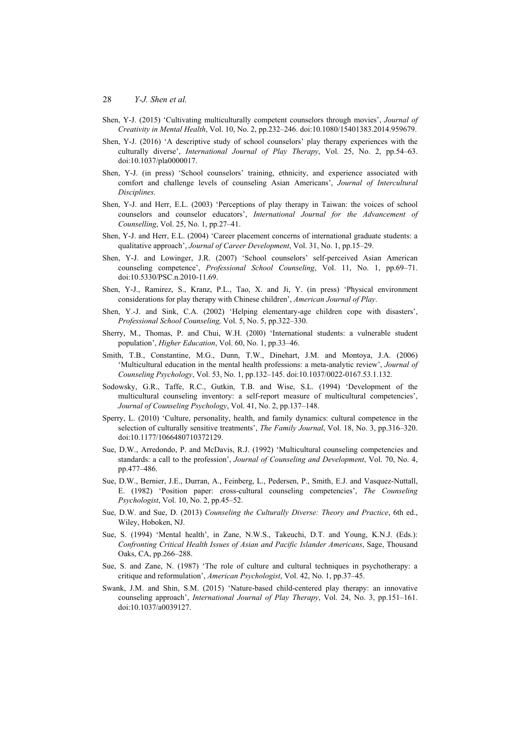Shen, Y-J. (2015) 'Cultivating multiculturally competent counselors through movies', *Journal of Creativity in Mental Health*, Vol. 10, No. 2, pp.232–246. doi:10.1080/15401383.2014.959679.

Shen, Y-J. (2016) 'A descriptive study of school counselors' play therapy experiences with the culturally diverse', *International Journal of Play Therapy*, Vol. 25, No. 2, pp.54–63. doi:10.1037/pla0000017.

Shen, Y-J. (in press) 'School counselors' training, ethnicity, and experience associated with comfort and challenge levels of counseling Asian Americans', *Journal of Intercultural Disciplines*.

Shen, Y-J. and Herr, E.L. (2003) 'Perceptions of play therapy in Taiwan: the voices of school counselors and counselor educators', *International Journal for the Advancement of Counselling*, Vol. 25, No. 1, pp.27–41.

Shen, Y-J. and Herr, E.L. (2004) 'Career placement concerns of international graduate students: a qualitative approach', *Journal of Career Development*, Vol. 31, No. 1, pp.15–29.

Shen, Y-J. and Lowinger, J.R. (2007) 'School counselors' self-perceived Asian American counseling competence', *Professional School Counseling*, Vol. 11, No. 1, pp.69–71. doi:10.5330/PSC.n.2010-11.69.

Shen, Y-J., Ramirez, S., Kranz, P.L., Tao, X. and Ji, Y. (in press) 'Physical environment considerations for play therapy with Chinese children', *American Journal of Play*.

Shen, Y.-J. and Sink, C.A. (2002) 'Helping elementary-age children cope with disasters', *Professional School Counseling,* Vol. 5, No. 5, pp.322–330.

Sherry, M., Thomas, P. and Chui, W.H. (20l0) 'International students: a vulnerable student population', *Higher Education*, Vol. 60, No. 1, pp.33–46.

Smith, T.B., Constantine, M.G., Dunn, T.W., Dinehart, J.M. and Montoya, J.A. (2006) 'Multicultural education in the mental health professions: a meta-analytic review', *Journal of Counseling Psychology*, Vol. 53, No. 1, pp.132–145. doi:10.1037/0022-0167.53.1.132.

Sodowsky, G.R., Taffe, R.C., Gutkin, T.B. and Wise, S.L. (1994) 'Development of the multicultural counseling inventory: a self-report measure of multicultural competencies', *Journal of Counseling Psychology*, Vol. 41, No. 2, pp.137–148.

Sperry, L. (2010) 'Culture, personality, health, and family dynamics: cultural competence in the selection of culturally sensitive treatments', *The Family Journal*, Vol. 18, No. 3, pp.316–320. doi:10.1177/1066480710372129.

Sue, D.W., Arredondo, P. and McDavis, R.J. (1992) 'Multicultural counseling competencies and standards: a call to the profession', *Journal of Counseling and Development*, Vol. 70, No. 4, pp.477–486.

Sue, D.W., Bernier, J.E., Durran, A., Feinberg, L., Pedersen, P., Smith, E.J. and Vasquez-Nuttall, E. (1982) 'Position paper: cross-cultural counseling competencies', *The Counseling Psychologist*, Vol. 10, No. 2, pp.45–52.

Sue, D.W. and Sue, D. (2013) *Counseling the Culturally Diverse: Theory and Practice*, 6th ed., Wiley, Hoboken, NJ.

Sue, S. (1994) 'Mental health', in Zane, N.W.S., Takeuchi, D.T. and Young, K.N.J. (Eds.): *Confronting Critical Health Issues of Asian and Pacific Islander Americans*, Sage, Thousand Oaks, CA, pp.266–288.

Sue, S. and Zane, N. (1987) 'The role of culture and cultural techniques in psychotherapy: a critique and reformulation', *American Psychologist*, Vol. 42, No. 1, pp.37–45.

Swank, J.M. and Shin, S.M. (2015) 'Nature-based child-centered play therapy: an innovative counseling approach', *International Journal of Play Therapy*, Vol. 24, No. 3, pp.151–161. doi:10.1037/a0039127.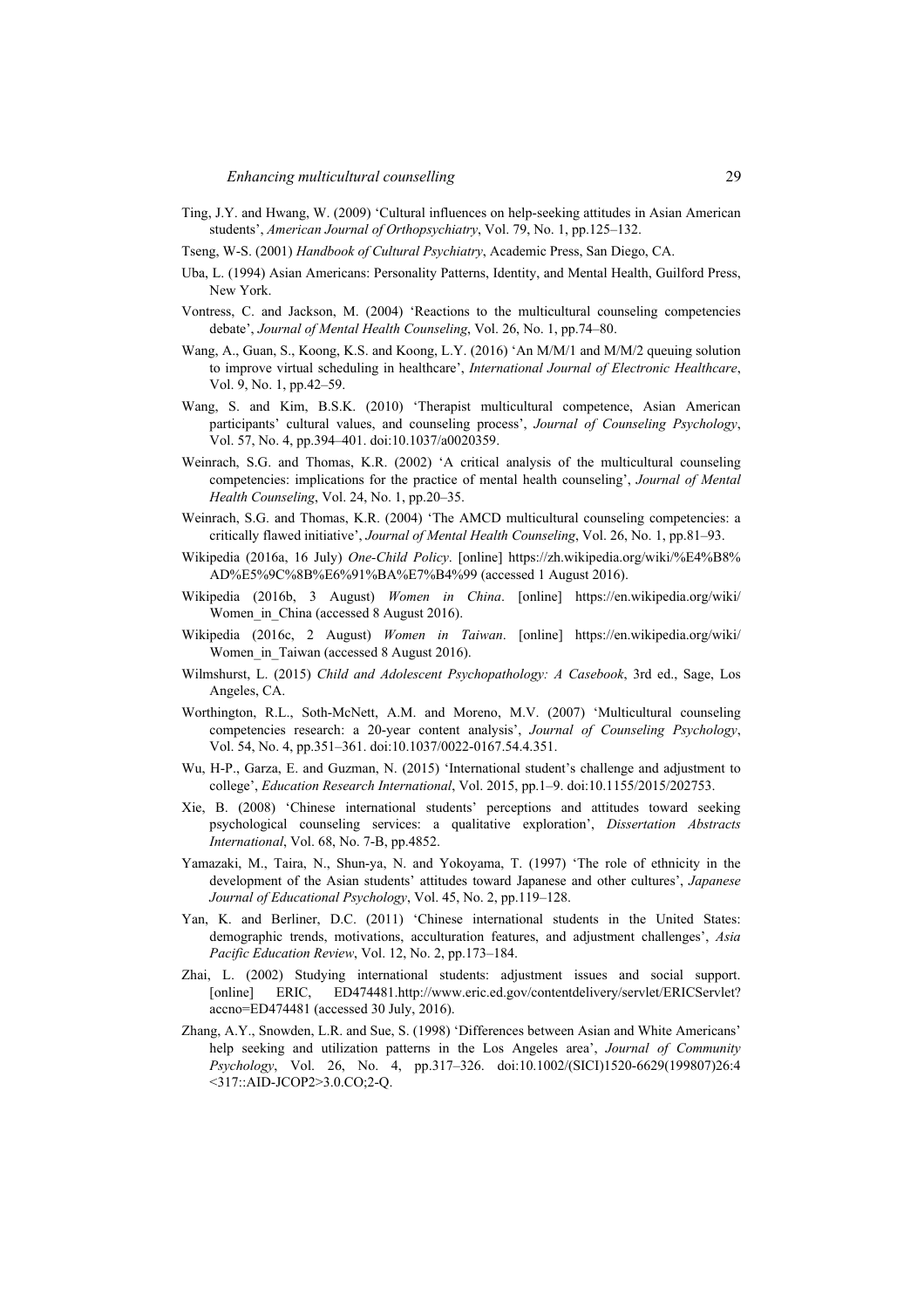Ting, J.Y. and Hwang, W. (2009) 'Cultural influences on help-seeking attitudes in Asian American students', *American Journal of Orthopsychiatry*, Vol. 79, No. 1, pp.125–132.

Tseng, W-S. (2001) *Handbook of Cultural Psychiatry*, Academic Press, San Diego, CA.

Uba, L. (1994) Asian Americans: Personality Patterns, Identity, and Mental Health, Guilford Press, New York.

Vontress, C. and Jackson, M. (2004) 'Reactions to the multicultural counseling competencies debate', *Journal of Mental Health Counseling*, Vol. 26, No. 1, pp.74–80.

Wang, A., Guan, S., Koong, K.S. and Koong, L.Y. (2016) 'An M/M/1 and M/M/2 queuing solution to improve virtual scheduling in healthcare', *International Journal of Electronic Healthcare*, Vol. 9, No. 1, pp.42–59.

Wang, S. and Kim, B.S.K. (2010) 'Therapist multicultural competence, Asian American participants' cultural values, and counseling process', *Journal of Counseling Psychology*, Vol. 57, No. 4, pp.394–401. doi:10.1037/a0020359.

Weinrach, S.G. and Thomas, K.R. (2002) 'A critical analysis of the multicultural counseling competencies: implications for the practice of mental health counseling', *Journal of Mental Health Counseling*, Vol. 24, No. 1, pp.20–35.

Weinrach, S.G. and Thomas, K.R. (2004) 'The AMCD multicultural counseling competencies: a critically flawed initiative', *Journal of Mental Health Counseling*, Vol. 26, No. 1, pp.81–93.

Wikipedia (2016a, 16 July) *One-Child Policy*. [online] https://zh.wikipedia.org/wiki/%E4%B8%AD%E5%9C%8B%E6%91%BA%E7%B4%99 (accessed 1 August 2016).

Wikipedia (2016b, 3 August) *Women in China*. [online] https://en.wikipedia.org/wiki/Women_in_China (accessed 8 August 2016).

Wikipedia (2016c, 2 August) *Women in Taiwan*. [online] https://en.wikipedia.org/wiki/Women_in_Taiwan (accessed 8 August 2016).

Wilmshurst, L. (2015) *Child and Adolescent Psychopathology: A Casebook*, 3rd ed., Sage, Los Angeles, CA.

Worthington, R.L., Soth-McNett, A.M. and Moreno, M.V. (2007) 'Multicultural counseling competencies research: a 20-year content analysis', *Journal of Counseling Psychology*, Vol. 54, No. 4, pp.351–361. doi:10.1037/0022-0167.54.4.351.

Wu, H-P., Garza, E. and Guzman, N. (2015) 'International student's challenge and adjustment to college', *Education Research International*, Vol. 2015, pp.1–9. doi:10.1155/2015/202753.

Xie, B. (2008) 'Chinese international students' perceptions and attitudes toward seeking psychological counseling services: a qualitative exploration', *Dissertation Abstracts International*, Vol. 68, No. 7-B, pp.4852.

Yamazaki, M., Taira, N., Shun-ya, N. and Yokoyama, T. (1997) 'The role of ethnicity in the development of the Asian students' attitudes toward Japanese and other cultures', *Japanese Journal of Educational Psychology*, Vol. 45, No. 2, pp.119–128.

Yan, K. and Berliner, D.C. (2011) 'Chinese international students in the United States: demographic trends, motivations, acculturation features, and adjustment challenges', *Asia Pacific Education Review*, Vol. 12, No. 2, pp.173–184.

Zhai, L. (2002) Studying international students: adjustment issues and social support. [online] ERIC, ED474481.http://www.eric.ed.gov/contentdelivery/servlet/ERICServlet?accno=ED474481 (accessed 30 July, 2016).

Zhang, A.Y., Snowden, L.R. and Sue, S. (1998) 'Differences between Asian and White Americans' help seeking and utilization patterns in the Los Angeles area', *Journal of Community Psychology*, Vol. 26, No. 4, pp.317–326. doi:10.1002/(SICI)1520-6629(199807)26:4<317::AID-JCOP2>3.0.CO;2-Q.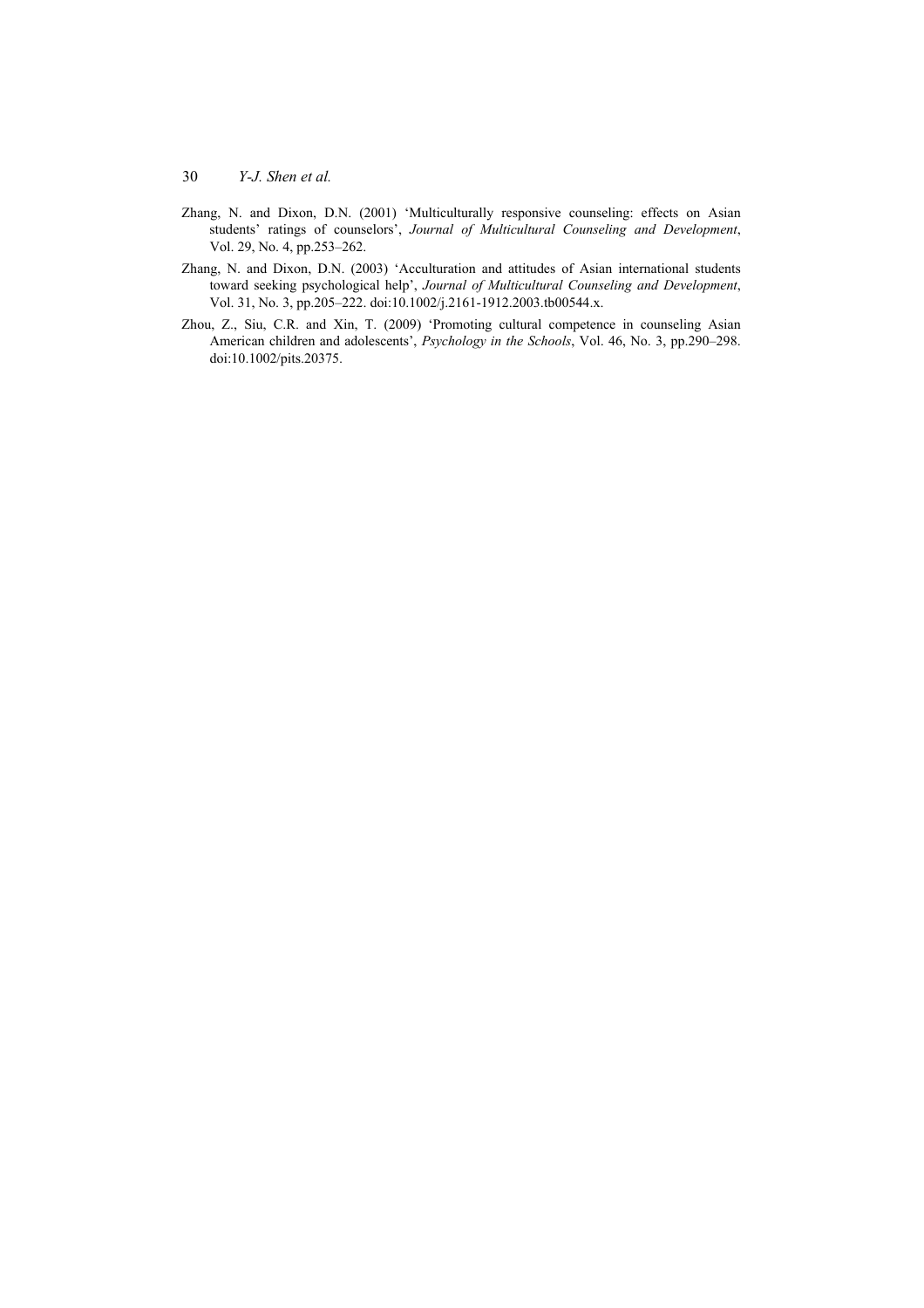Zhang, N. and Dixon, D.N. (2001) 'Multiculturally responsive counseling: effects on Asian students' ratings of counselors', *Journal of Multicultural Counseling and Development*, Vol. 29, No. 4, pp.253–262.

Zhang, N. and Dixon, D.N. (2003) 'Acculturation and attitudes of Asian international students toward seeking psychological help', *Journal of Multicultural Counseling and Development*, Vol. 31, No. 3, pp.205–222. doi:10.1002/j.2161-1912.2003.tb00544.x.

Zhou, Z., Siu, C.R. and Xin, T. (2009) 'Promoting cultural competence in counseling Asian American children and adolescents', *Psychology in the Schools*, Vol. 46, No. 3, pp.290–298. doi:10.1002/pits.20375.